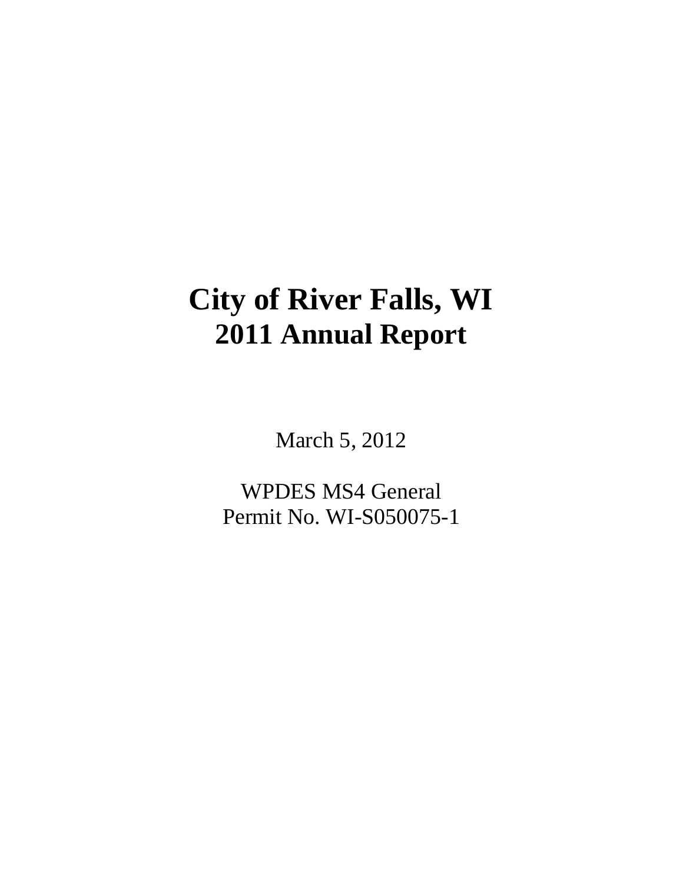# City of River Falls, WI
# 2011 Annual Report

March 5, 2012

WPDES MS4 General
Permit No. WI-S050075-1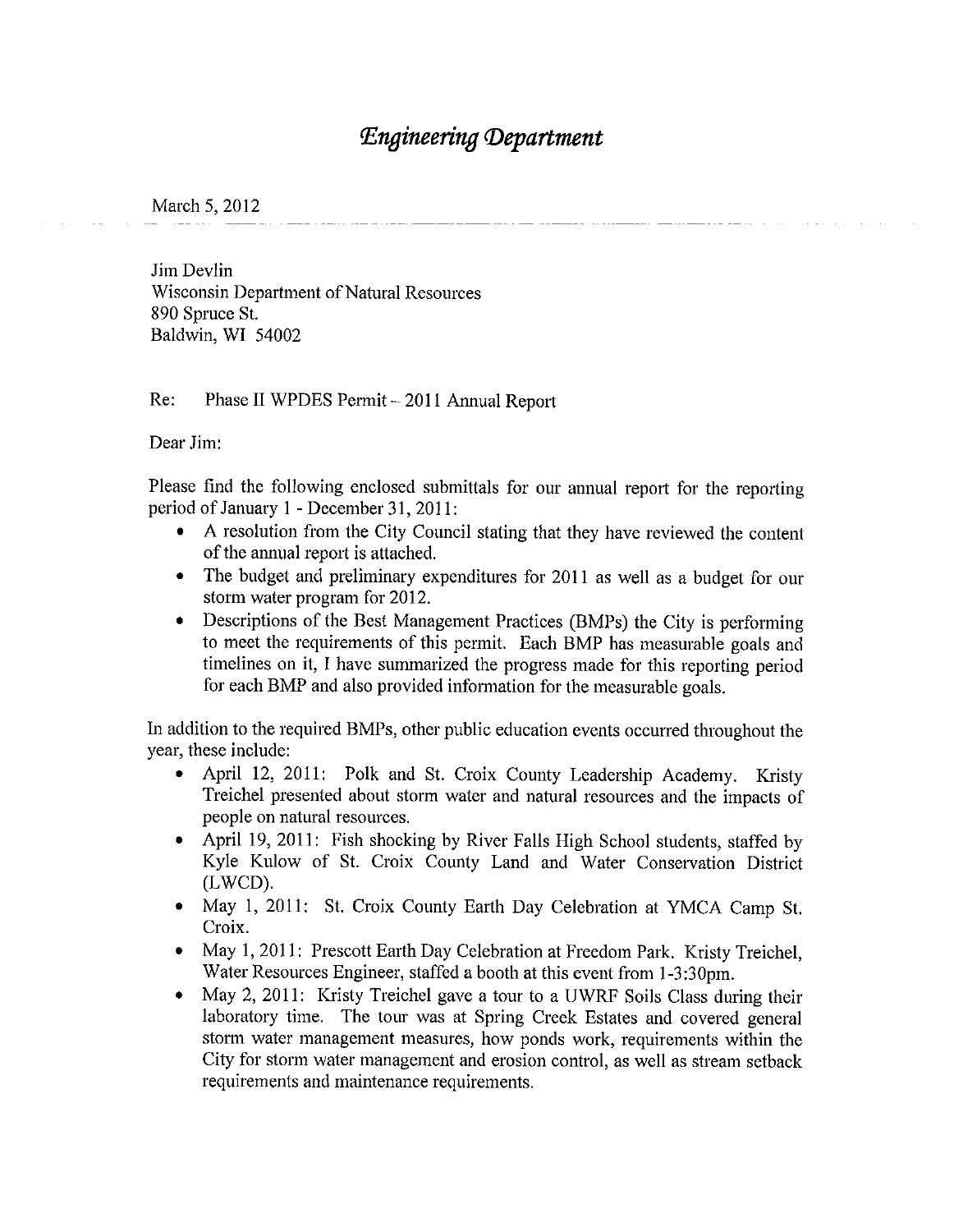# *Engineering Department*

March 5, 2012

Jim Devlin
Wisconsin Department of Natural Resources
890 Spruce St.
Baldwin, WI 54002

Re: Phase II WPDES Permit – 2011 Annual Report

Dear Jim:

Please find the following enclosed submittals for our annual report for the reporting period of January 1 - December 31, 2011:

- A resolution from the City Council stating that they have reviewed the content of the annual report is attached.
- The budget and preliminary expenditures for 2011 as well as a budget for our storm water program for 2012.
- Descriptions of the Best Management Practices (BMPs) the City is performing to meet the requirements of this permit. Each BMP has measurable goals and timelines on it, I have summarized the progress made for this reporting period for each BMP and also provided information for the measurable goals.

In addition to the required BMPs, other public education events occurred throughout the year, these include:

- April 12, 2011: Polk and St. Croix County Leadership Academy. Kristy Treichel presented about storm water and natural resources and the impacts of people on natural resources.
- April 19, 2011: Fish shocking by River Falls High School students, staffed by Kyle Kulow of St. Croix County Land and Water Conservation District (LWCD).
- May 1, 2011: St. Croix County Earth Day Celebration at YMCA Camp St. Croix.
- May 1, 2011: Prescott Earth Day Celebration at Freedom Park. Kristy Treichel, Water Resources Engineer, staffed a booth at this event from 1-3:30pm.
- May 2, 2011: Kristy Treichel gave a tour to a UWRF Soils Class during their laboratory time. The tour was at Spring Creek Estates and covered general storm water management measures, how ponds work, requirements within the City for storm water management and erosion control, as well as stream setback requirements and maintenance requirements.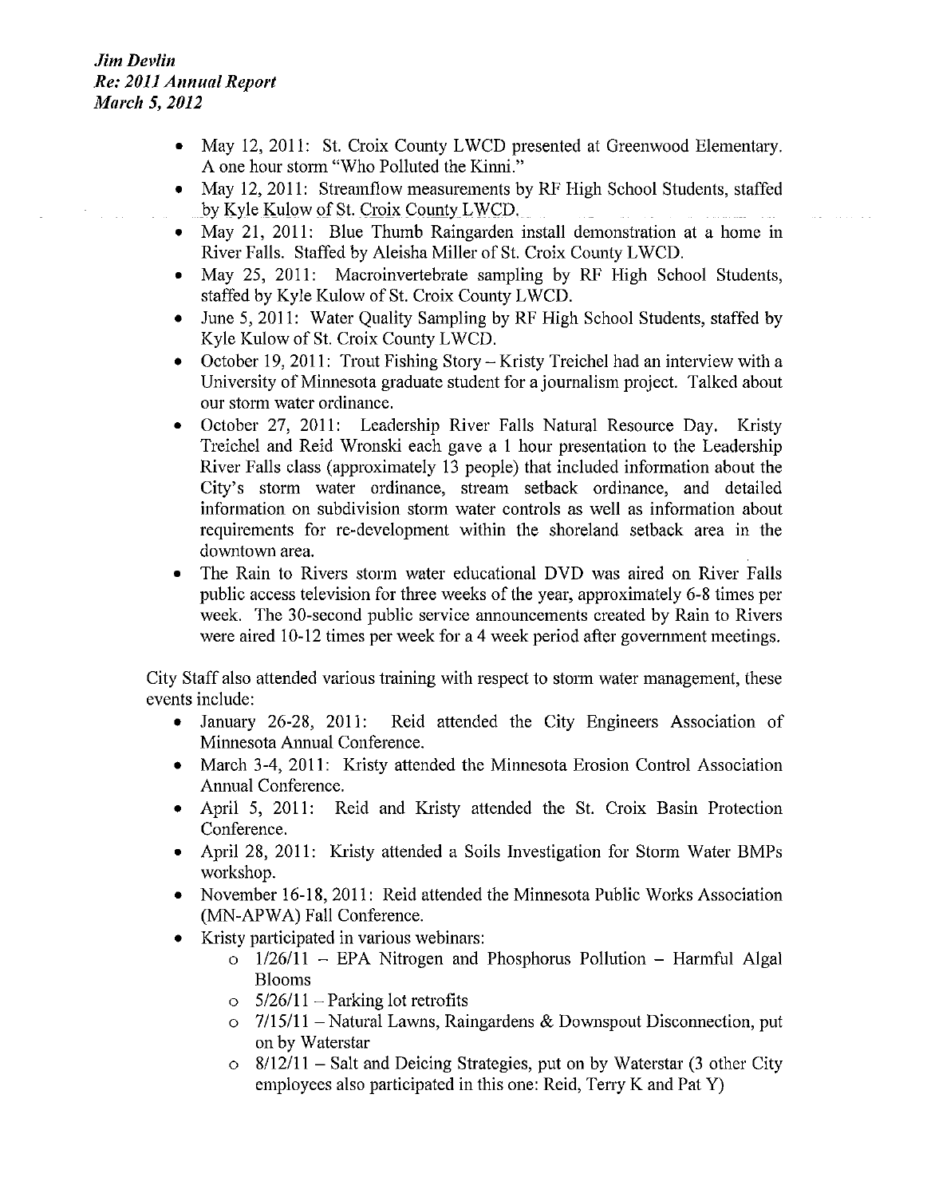- May 12, 2011: St. Croix County LWCD presented at Greenwood Elementary. A one hour storm "Who Polluted the Kinni."
- May 12, 2011: Streamflow measurements by RF High School Students, staffed by Kyle Kulow of St. Croix County LWCD.
- May 21, 2011: Blue Thumb Raingarden install demonstration at a home in River Falls. Staffed by Aleisha Miller of St. Croix County LWCD.
- May 25, 2011: Macroinvertebrate sampling by RF High School Students, staffed by Kyle Kulow of St. Croix County LWCD.
- June 5, 2011: Water Quality Sampling by RF High School Students, staffed by Kyle Kulow of St. Croix County LWCD.
- October 19, 2011: Trout Fishing Story – Kristy Treichel had an interview with a University of Minnesota graduate student for a journalism project. Talked about our storm water ordinance.
- October 27, 2011: Leadership River Falls Natural Resource Day. Kristy Treichel and Reid Wronski each gave a 1 hour presentation to the Leadership River Falls class (approximately 13 people) that included information about the City's storm water ordinance, stream setback ordinance, and detailed information on subdivision storm water controls as well as information about requirements for re-development within the shoreland setback area in the downtown area.
- The Rain to Rivers storm water educational DVD was aired on River Falls public access television for three weeks of the year, approximately 6-8 times per week. The 30-second public service announcements created by Rain to Rivers were aired 10-12 times per week for a 4 week period after government meetings.

City Staff also attended various training with respect to storm water management, these events include:

- January 26-28, 2011: Reid attended the City Engineers Association of Minnesota Annual Conference.
- March 3-4, 2011: Kristy attended the Minnesota Erosion Control Association Annual Conference.
- April 5, 2011: Reid and Kristy attended the St. Croix Basin Protection Conference.
- April 28, 2011: Kristy attended a Soils Investigation for Storm Water BMPs workshop.
- November 16-18, 2011: Reid attended the Minnesota Public Works Association (MN-APWA) Fall Conference.
- Kristy participated in various webinars:
  - 1/26/11 – EPA Nitrogen and Phosphorus Pollution – Harmful Algal Blooms
  - 5/26/11 – Parking lot retrofits
  - 7/15/11 – Natural Lawns, Raingardens & Downspout Disconnection, put on by Waterstar
  - 8/12/11 – Salt and Deicing Strategies, put on by Waterstar (3 other City employees also participated in this one: Reid, Terry K and Pat Y)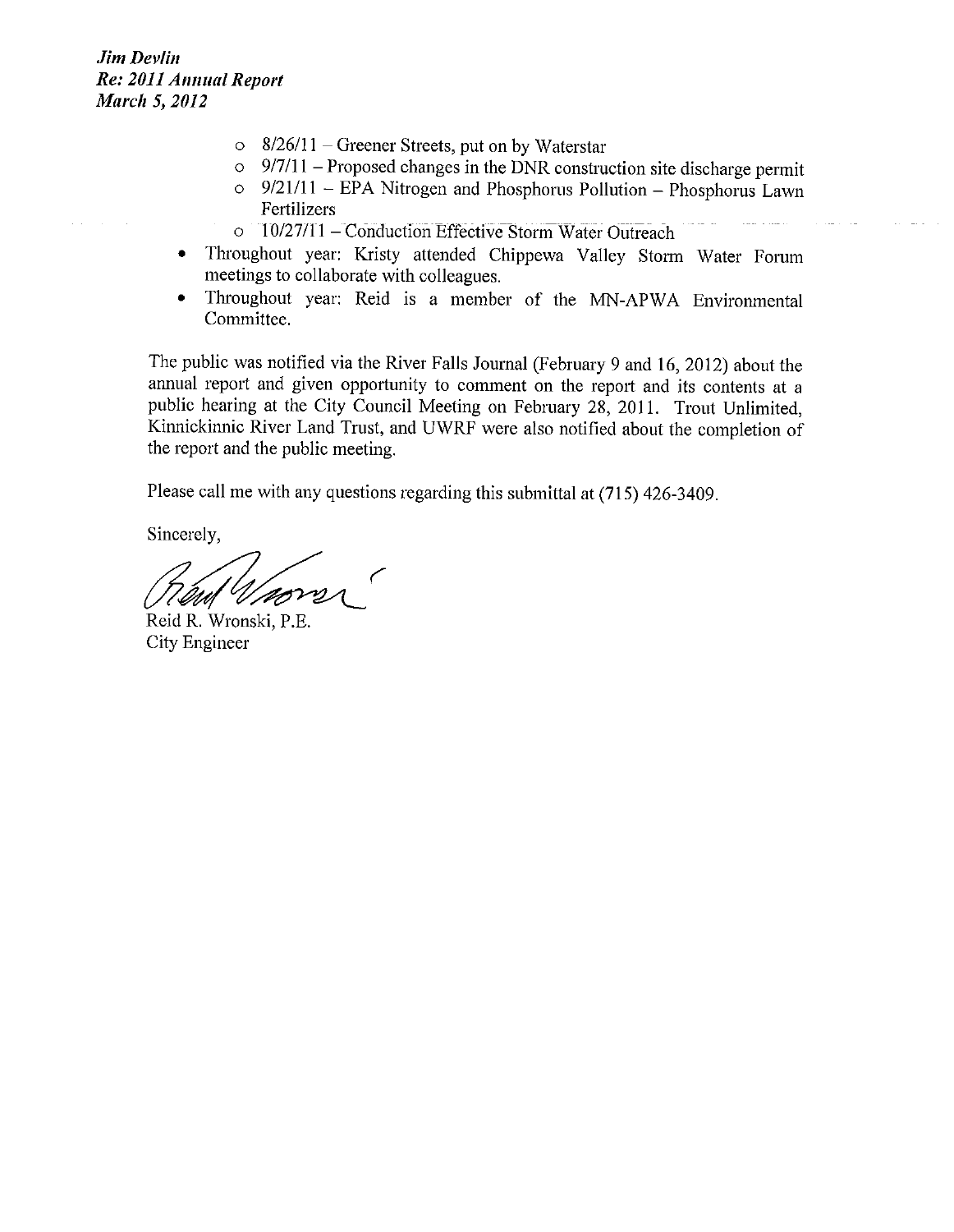- 8/26/11 – Greener Streets, put on by Waterstar
  - 9/7/11 – Proposed changes in the DNR construction site discharge permit
  - 9/21/11 – EPA Nitrogen and Phosphorus Pollution – Phosphorus Lawn Fertilizers
  - 10/27/11 – Conduction Effective Storm Water Outreach
- Throughout year: Kristy attended Chippewa Valley Storm Water Forum meetings to collaborate with colleagues.
- Throughout year: Reid is a member of the MN-APWA Environmental Committee.

The public was notified via the River Falls Journal (February 9 and 16, 2012) about the annual report and given opportunity to comment on the report and its contents at a public hearing at the City Council Meeting on February 28, 2011. Trout Unlimited, Kinnickinnic River Land Trust, and UWRF were also notified about the completion of the report and the public meeting.

Please call me with any questions regarding this submittal at (715) 426-3409.

Sincerely,

Reid R. Wronski, P.E.
City Engineer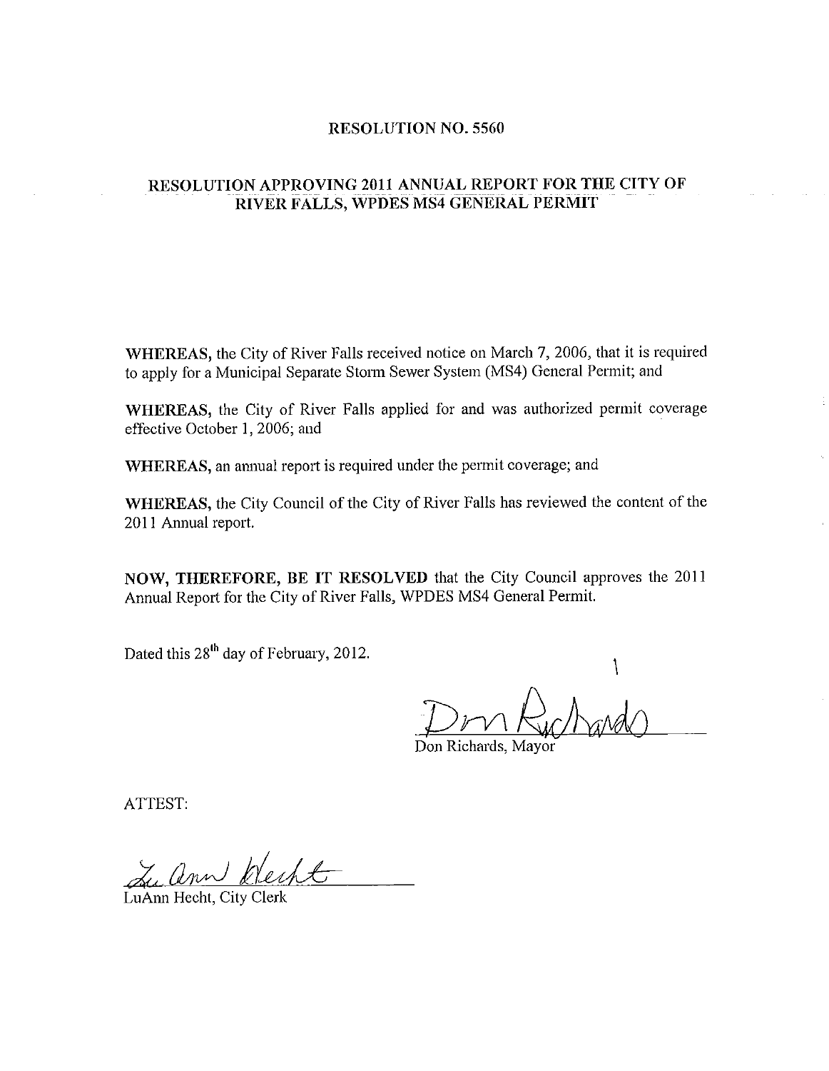# RESOLUTION NO. 5560

## RESOLUTION APPROVING 2011 ANNUAL REPORT FOR THE CITY OF RIVER FALLS, WPDES MS4 GENERAL PERMIT

**WHEREAS,** the City of River Falls received notice on March 7, 2006, that it is required to apply for a Municipal Separate Storm Sewer System (MS4) General Permit; and

**WHEREAS,** the City of River Falls applied for and was authorized permit coverage effective October 1, 2006; and

**WHEREAS,** an annual report is required under the permit coverage; and

**WHEREAS,** the City Council of the City of River Falls has reviewed the content of the 2011 Annual report.

**NOW, THEREFORE, BE IT RESOLVED** that the City Council approves the 2011 Annual Report for the City of River Falls, WPDES MS4 General Permit.

Dated this 28th day of February, 2012.

Don Richards, Mayor

ATTEST:

LuAnn Hecht, City Clerk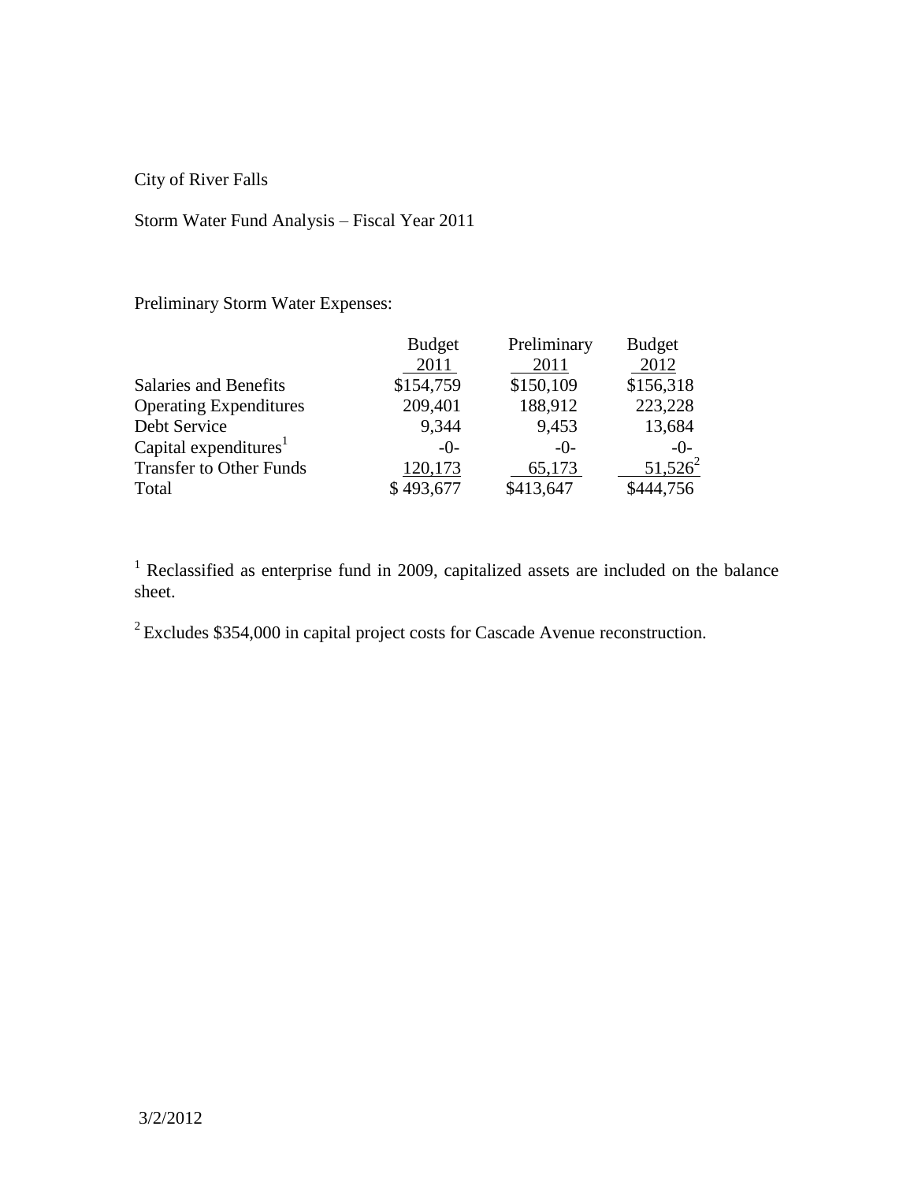City of River Falls

Storm Water Fund Analysis – Fiscal Year 2011

Preliminary Storm Water Expenses:

| | Budget 2011 | Preliminary 2011 | Budget 2012 |
|---|---|---|---|
| Salaries and Benefits | $154,759 | $150,109 | $156,318 |
| Operating Expenditures | 209,401 | 188,912 | 223,228 |
| Debt Service | 9,344 | 9,453 | 13,684 |
| Capital expenditures[1] | -0- | -0- | -0- |
| Transfer to Other Funds | 120,173 | 65,173 | 51,526[2] |
| Total | $ 493,677 | $413,647 | $444,756 |

[1] Reclassified as enterprise fund in 2009, capitalized assets are included on the balance sheet.

[2] Excludes $354,000 in capital project costs for Cascade Avenue reconstruction.

3/2/2012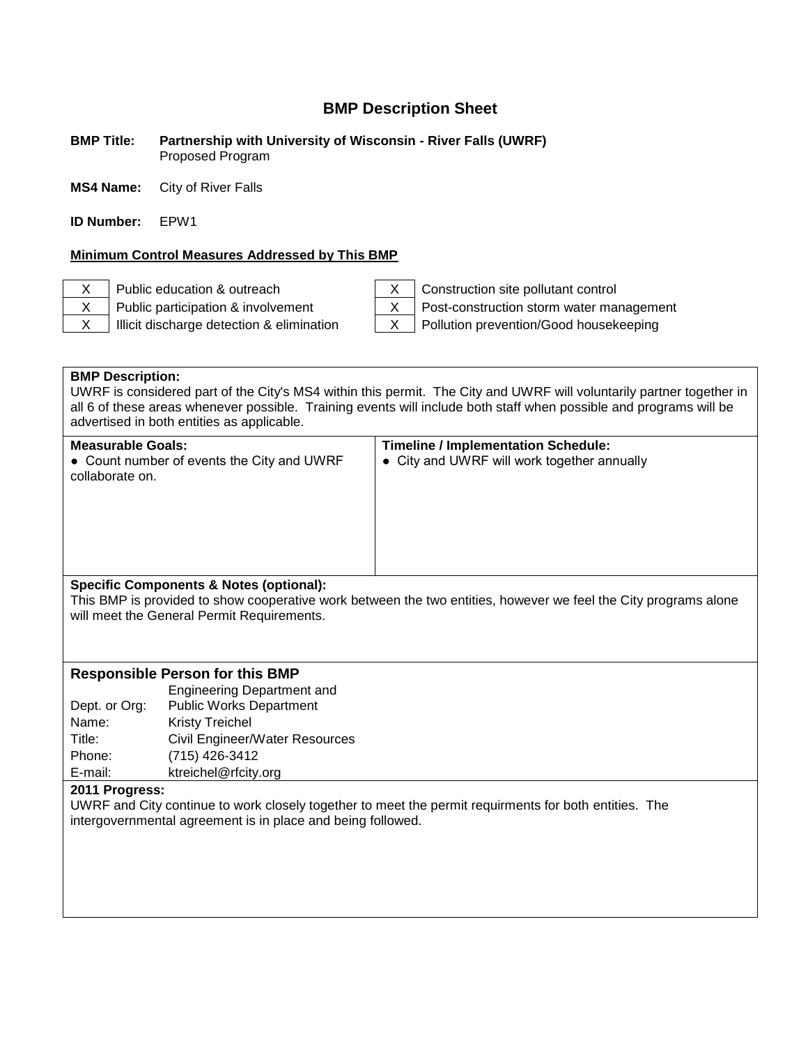# BMP Description Sheet

**BMP Title:** **Partnership with University of Wisconsin - River Falls (UWRF)**
Proposed Program

**MS4 Name:** City of River Falls

**ID Number:** EPW1

**Minimum Control Measures Addressed by This BMP**

| | | | |
|---|---|---|---|
| X | Public education & outreach | X | Construction site pollutant control |
| X | Public participation & involvement | X | Post-construction storm water management |
| X | Illicit discharge detection & elimination | X | Pollution prevention/Good housekeeping |

**BMP Description:**
UWRF is considered part of the City's MS4 within this permit. The City and UWRF will voluntarily partner together in all 6 of these areas whenever possible. Training events will include both staff when possible and programs will be advertised in both entities as applicable.

| Measurable Goals: | Timeline / Implementation Schedule: |
|---|---|
| ● Count number of events the City and UWRF collaborate on. | ● City and UWRF will work together annually |

**Specific Components & Notes (optional):**
This BMP is provided to show cooperative work between the two entities, however we feel the City programs alone will meet the General Permit Requirements.

**Responsible Person for this BMP**

| | |
|---|---|
| Dept. or Org: | Engineering Department and Public Works Department |
| Name: | Kristy Treichel |
| Title: | Civil Engineer/Water Resources |
| Phone: | (715) 426-3412 |
| E-mail: | ktreichel@rfcity.org |

**2011 Progress:**
UWRF and City continue to work closely together to meet the permit requirments for both entities. The intergovernmental agreement is in place and being followed.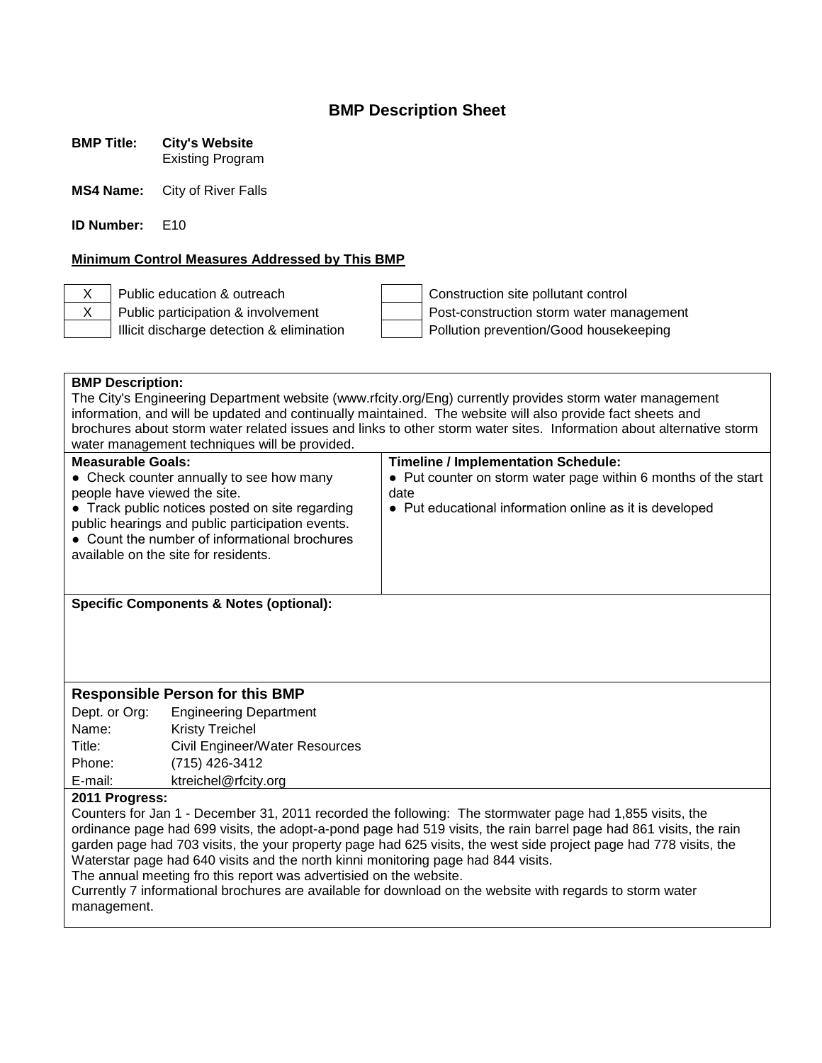# BMP Description Sheet

**BMP Title:** **City's Website**
Existing Program

**MS4 Name:** City of River Falls

**ID Number:** E10

**Minimum Control Measures Addressed by This BMP**

| | | | |
|---|---|---|---|
| X | Public education & outreach | | Construction site pollutant control |
| X | Public participation & involvement | | Post-construction storm water management |
| | Illicit discharge detection & elimination | | Pollution prevention/Good housekeeping |

**BMP Description:**
The City's Engineering Department website (www.rfcity.org/Eng) currently provides storm water management information, and will be updated and continually maintained. The website will also provide fact sheets and brochures about storm water related issues and links to other storm water sites. Information about alternative storm water management techniques will be provided.

| Measurable Goals: | Timeline / Implementation Schedule: |
|---|---|
| ● Check counter annually to see how many people have viewed the site.<br>● Track public notices posted on site regarding public hearings and public participation events.<br>● Count the number of informational brochures available on the site for residents. | ● Put counter on storm water page within 6 months of the start date<br>● Put educational information online as it is developed |

**Specific Components & Notes (optional):**

## Responsible Person for this BMP

Dept. or Org: Engineering Department
Name: Kristy Treichel
Title: Civil Engineer/Water Resources
Phone: (715) 426-3412
E-mail: ktreichel@rfcity.org

**2011 Progress:**
Counters for Jan 1 - December 31, 2011 recorded the following: The stormwater page had 1,855 visits, the ordinance page had 699 visits, the adopt-a-pond page had 519 visits, the rain barrel page had 861 visits, the rain garden page had 703 visits, the your property page had 625 visits, the west side project page had 778 visits, the Waterstar page had 640 visits and the north kinni monitoring page had 844 visits.
The annual meeting fro this report was advertisied on the website.
Currently 7 informational brochures are available for download on the website with regards to storm water management.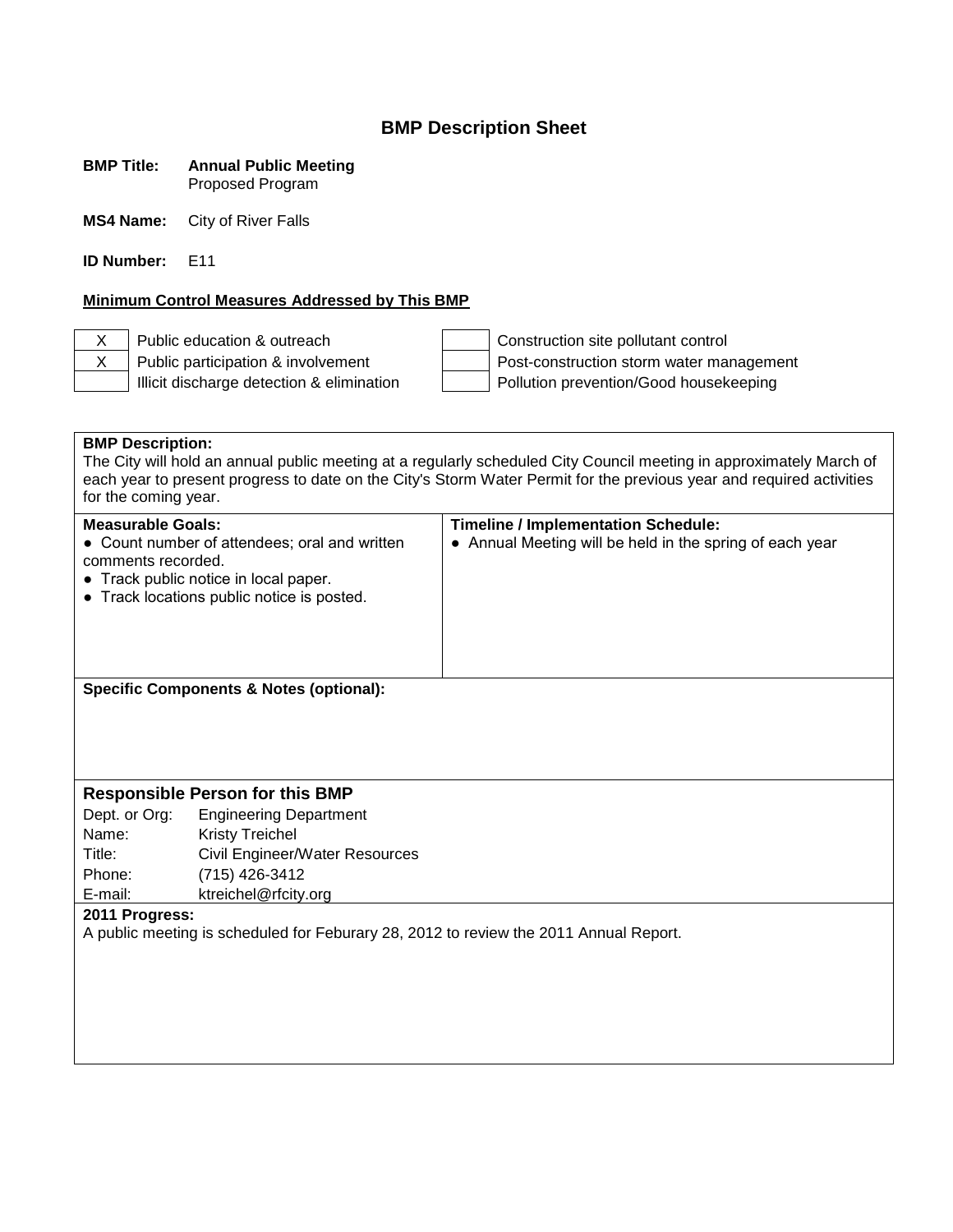# BMP Description Sheet

**BMP Title:** **Annual Public Meeting**
Proposed Program

**MS4 Name:** City of River Falls

**ID Number:** E11

**Minimum Control Measures Addressed by This BMP**

| | | | |
|---|---|---|---|
| X | Public education & outreach | | Construction site pollutant control |
| X | Public participation & involvement | | Post-construction storm water management |
| | Illicit discharge detection & elimination | | Pollution prevention/Good housekeeping |

**BMP Description:**
The City will hold an annual public meeting at a regularly scheduled City Council meeting in approximately March of each year to present progress to date on the City's Storm Water Permit for the previous year and required activities for the coming year.

| **Measurable Goals:** | **Timeline / Implementation Schedule:** |
|---|---|
| ● Count number of attendees; oral and written comments recorded.<br>● Track public notice in local paper.<br>● Track locations public notice is posted. | ● Annual Meeting will be held in the spring of each year |

**Specific Components & Notes (optional):**

**Responsible Person for this BMP**

| | |
|---|---|
| Dept. or Org: | Engineering Department |
| Name: | Kristy Treichel |
| Title: | Civil Engineer/Water Resources |
| Phone: | (715) 426-3412 |
| E-mail: | ktreichel@rfcity.org |

**2011 Progress:**
A public meeting is scheduled for Feburary 28, 2012 to review the 2011 Annual Report.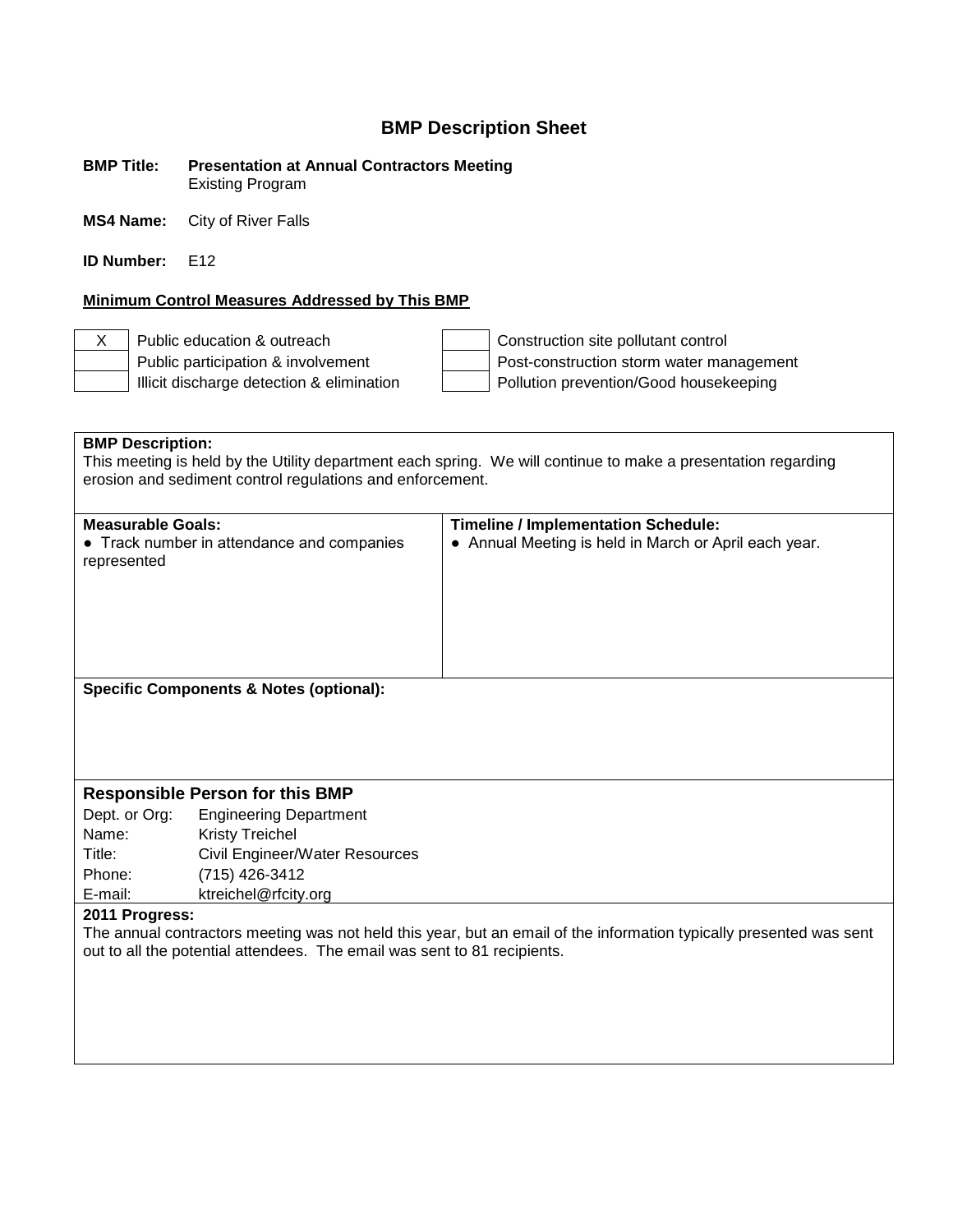# BMP Description Sheet

**BMP Title:** **Presentation at Annual Contractors Meeting**
Existing Program

**MS4 Name:** City of River Falls

**ID Number:** E12

**Minimum Control Measures Addressed by This BMP**

| | | | |
|---|---|---|---|
| X | Public education & outreach | | Construction site pollutant control |
| | Public participation & involvement | | Post-construction storm water management |
| | Illicit discharge detection & elimination | | Pollution prevention/Good housekeeping |

**BMP Description:**
This meeting is held by the Utility department each spring. We will continue to make a presentation regarding erosion and sediment control regulations and enforcement.

| **Measurable Goals:** | **Timeline / Implementation Schedule:** |
|---|---|
| • Track number in attendance and companies represented | • Annual Meeting is held in March or April each year. |

**Specific Components & Notes (optional):**

## Responsible Person for this BMP

| | |
|---|---|
| Dept. or Org: | Engineering Department |
| Name: | Kristy Treichel |
| Title: | Civil Engineer/Water Resources |
| Phone: | (715) 426-3412 |
| E-mail: | ktreichel@rfcity.org |

**2011 Progress:**
The annual contractors meeting was not held this year, but an email of the information typically presented was sent out to all the potential attendees. The email was sent to 81 recipients.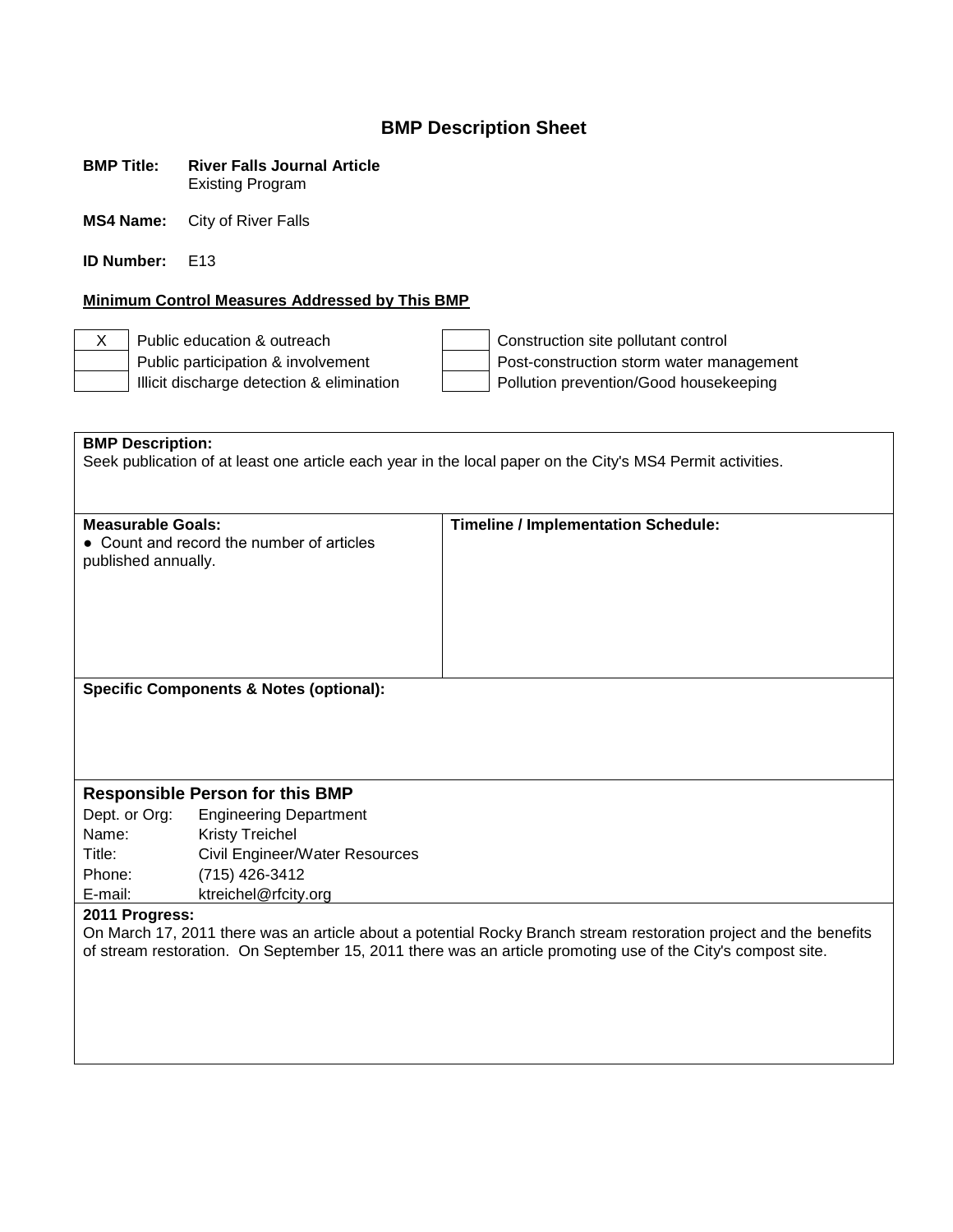# BMP Description Sheet

**BMP Title:** **River Falls Journal Article**
Existing Program

**MS4 Name:** City of River Falls

**ID Number:** E13

**Minimum Control Measures Addressed by This BMP**

| | | | |
|---|---|---|---|
| X | Public education & outreach | | Construction site pollutant control |
| | Public participation & involvement | | Post-construction storm water management |
| | Illicit discharge detection & elimination | | Pollution prevention/Good housekeeping |

**BMP Description:**
Seek publication of at least one article each year in the local paper on the City's MS4 Permit activities.

| **Measurable Goals:** | **Timeline / Implementation Schedule:** |
|---|---|
| ● Count and record the number of articles published annually. | |

**Specific Components & Notes (optional):**

## Responsible Person for this BMP

| | |
|---|---|
| Dept. or Org: | Engineering Department |
| Name: | Kristy Treichel |
| Title: | Civil Engineer/Water Resources |
| Phone: | (715) 426-3412 |
| E-mail: | ktreichel@rfcity.org |

**2011 Progress:**
On March 17, 2011 there was an article about a potential Rocky Branch stream restoration project and the benefits of stream restoration. On September 15, 2011 there was an article promoting use of the City's compost site.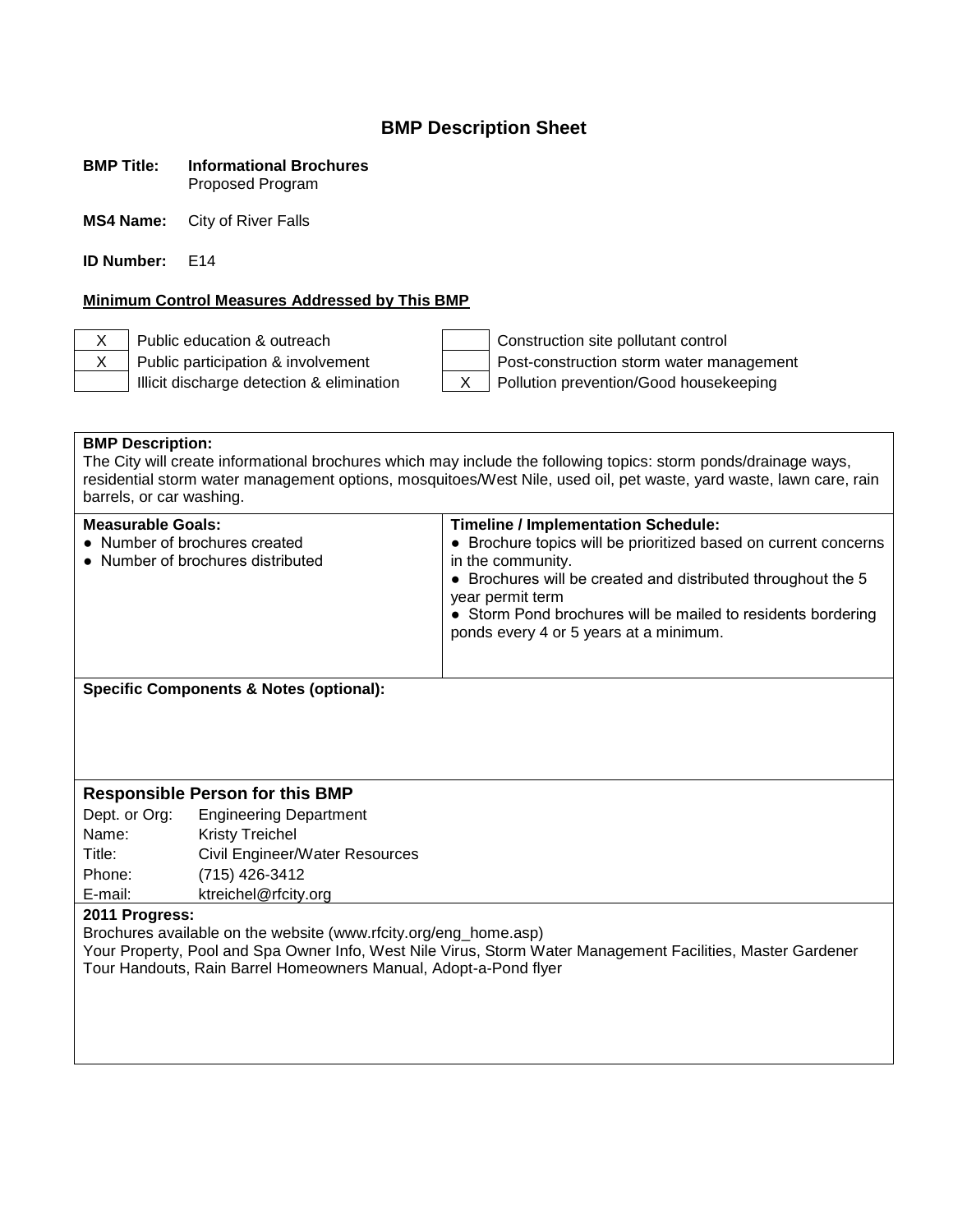# BMP Description Sheet

**BMP Title:** **Informational Brochures**
Proposed Program

**MS4 Name:** City of River Falls

**ID Number:** E14

**Minimum Control Measures Addressed by This BMP**

| | | | |
|---|---|---|---|
| X | Public education & outreach | | Construction site pollutant control |
| X | Public participation & involvement | | Post-construction storm water management |
| | Illicit discharge detection & elimination | X | Pollution prevention/Good housekeeping |

**BMP Description:**
The City will create informational brochures which may include the following topics: storm ponds/drainage ways, residential storm water management options, mosquitoes/West Nile, used oil, pet waste, yard waste, lawn care, rain barrels, or car washing.

| Measurable Goals: | Timeline / Implementation Schedule: |
|---|---|
| ● Number of brochures created<br>● Number of brochures distributed | ● Brochure topics will be prioritized based on current concerns in the community.<br>● Brochures will be created and distributed throughout the 5 year permit term<br>● Storm Pond brochures will be mailed to residents bordering ponds every 4 or 5 years at a minimum. |

**Specific Components & Notes (optional):**

### Responsible Person for this BMP

| | |
|---|---|
| Dept. or Org: | Engineering Department |
| Name: | Kristy Treichel |
| Title: | Civil Engineer/Water Resources |
| Phone: | (715) 426-3412 |
| E-mail: | ktreichel@rfcity.org |

**2011 Progress:**
Brochures available on the website (www.rfcity.org/eng_home.asp)
Your Property, Pool and Spa Owner Info, West Nile Virus, Storm Water Management Facilities, Master Gardener Tour Handouts, Rain Barrel Homeowners Manual, Adopt-a-Pond flyer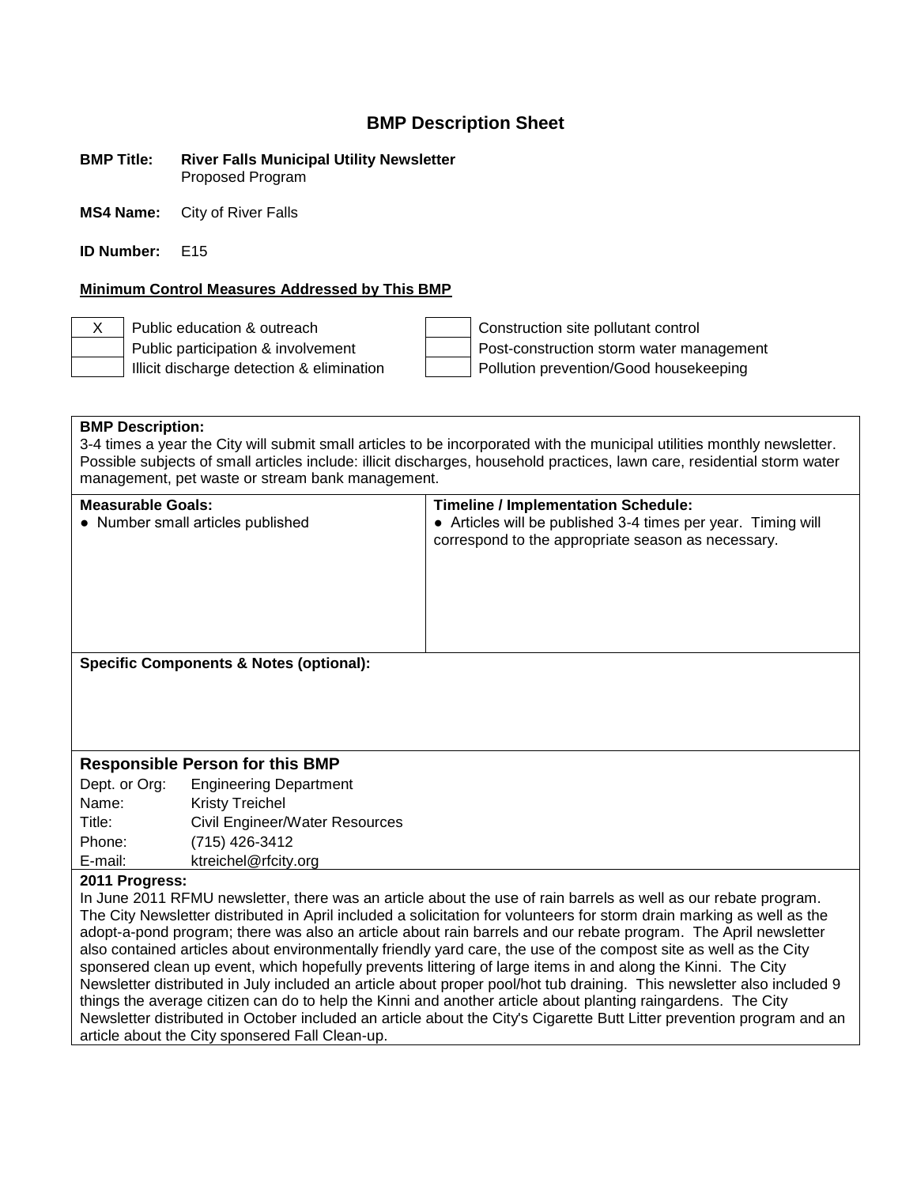# BMP Description Sheet

**BMP Title:** **River Falls Municipal Utility Newsletter**
Proposed Program

**MS4 Name:** City of River Falls

**ID Number:** E15

**Minimum Control Measures Addressed by This BMP**

| | | | |
|---|---|---|---|
| X | Public education & outreach | | Construction site pollutant control |
| | Public participation & involvement | | Post-construction storm water management |
| | Illicit discharge detection & elimination | | Pollution prevention/Good housekeeping |

**BMP Description:**
3-4 times a year the City will submit small articles to be incorporated with the municipal utilities monthly newsletter. Possible subjects of small articles include: illicit discharges, household practices, lawn care, residential storm water management, pet waste or stream bank management.

| **Measurable Goals:** | **Timeline / Implementation Schedule:** |
|---|---|
| ● Number small articles published | ● Articles will be published 3-4 times per year. Timing will correspond to the appropriate season as necessary. |

**Specific Components & Notes (optional):**

**Responsible Person for this BMP**

| | |
|---|---|
| Dept. or Org: | Engineering Department |
| Name: | Kristy Treichel |
| Title: | Civil Engineer/Water Resources |
| Phone: | (715) 426-3412 |
| E-mail: | ktreichel@rfcity.org |

**2011 Progress:**
In June 2011 RFMU newsletter, there was an article about the use of rain barrels as well as our rebate program. The City Newsletter distributed in April included a solicitation for volunteers for storm drain marking as well as the adopt-a-pond program; there was also an article about rain barrels and our rebate program. The April newsletter also contained articles about environmentally friendly yard care, the use of the compost site as well as the City sponsered clean up event, which hopefully prevents littering of large items in and along the Kinni. The City Newsletter distributed in July included an article about proper pool/hot tub draining. This newsletter also included 9 things the average citizen can do to help the Kinni and another article about planting raingardens. The City Newsletter distributed in October included an article about the City's Cigarette Butt Litter prevention program and an article about the City sponsered Fall Clean-up.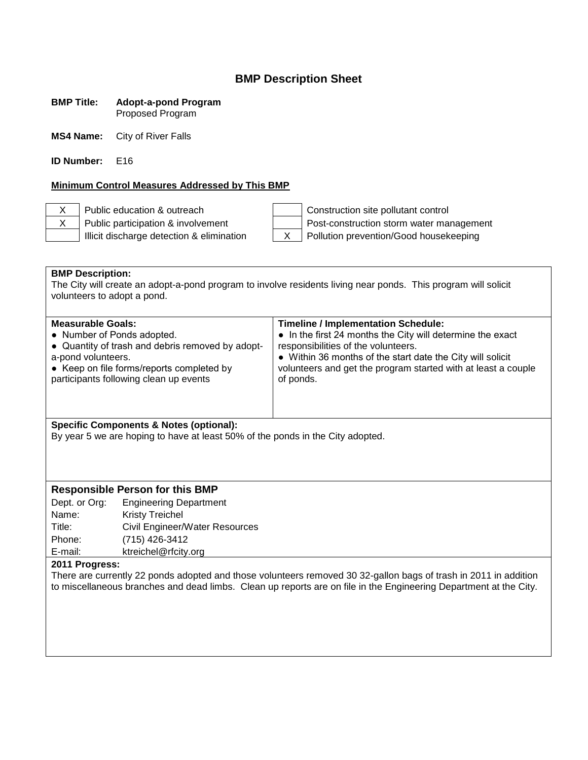# BMP Description Sheet

**BMP Title:** **Adopt-a-pond Program**
Proposed Program

**MS4 Name:** City of River Falls

**ID Number:** E16

**Minimum Control Measures Addressed by This BMP**

| | | | |
|---|---|---|---|
| X | Public education & outreach | | Construction site pollutant control |
| X | Public participation & involvement | | Post-construction storm water management |
| | Illicit discharge detection & elimination | X | Pollution prevention/Good housekeeping |

**BMP Description:**
The City will create an adopt-a-pond program to involve residents living near ponds. This program will solicit volunteers to adopt a pond.

| **Measurable Goals:** | **Timeline / Implementation Schedule:** |
|---|---|
| ● Number of Ponds adopted.<br>● Quantity of trash and debris removed by adopt-a-pond volunteers.<br>● Keep on file forms/reports completed by participants following clean up events | ● In the first 24 months the City will determine the exact responsibilities of the volunteers.<br>● Within 36 months of the start date the City will solicit volunteers and get the program started with at least a couple of ponds. |

**Specific Components & Notes (optional):**
By year 5 we are hoping to have at least 50% of the ponds in the City adopted.

### Responsible Person for this BMP

| | |
|---|---|
| Dept. or Org: | Engineering Department |
| Name: | Kristy Treichel |
| Title: | Civil Engineer/Water Resources |
| Phone: | (715) 426-3412 |
| E-mail: | ktreichel@rfcity.org |

**2011 Progress:**
There are currently 22 ponds adopted and those volunteers removed 30 32-gallon bags of trash in 2011 in addition to miscellaneous branches and dead limbs. Clean up reports are on file in the Engineering Department at the City.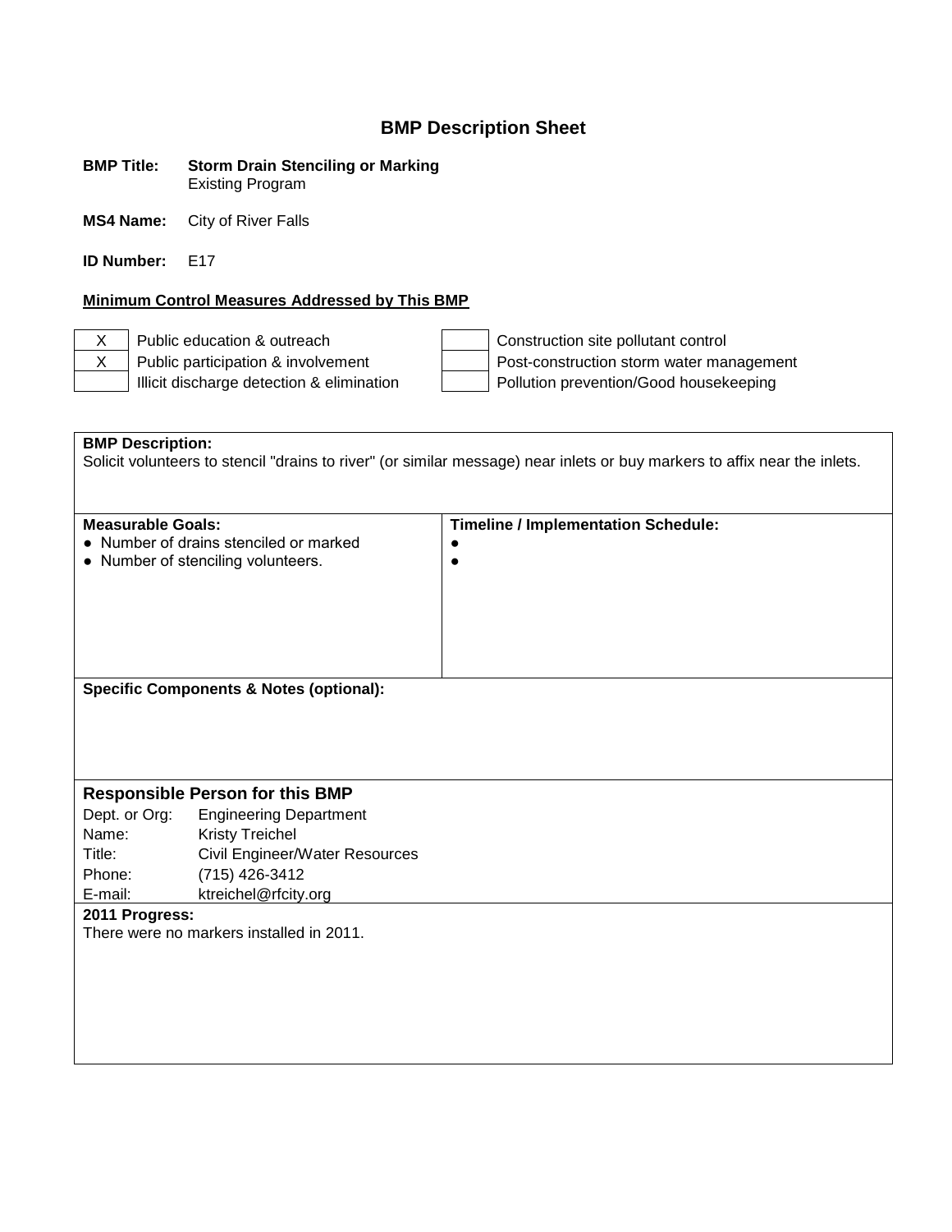# BMP Description Sheet

**BMP Title:** **Storm Drain Stenciling or Marking**
Existing Program

**MS4 Name:** City of River Falls

**ID Number:** E17

**Minimum Control Measures Addressed by This BMP**

| | | | |
|---|---|---|---|
| X | Public education & outreach | | Construction site pollutant control |
| X | Public participation & involvement | | Post-construction storm water management |
| | Illicit discharge detection & elimination | | Pollution prevention/Good housekeeping |

**BMP Description:**
Solicit volunteers to stencil "drains to river" (or similar message) near inlets or buy markers to affix near the inlets.

| **Measurable Goals:** | **Timeline / Implementation Schedule:** |
|---|---|
| • Number of drains stenciled or marked<br>• Number of stenciling volunteers. | •<br>• |

**Specific Components & Notes (optional):**

## Responsible Person for this BMP

Dept. or Org: Engineering Department
Name: Kristy Treichel
Title: Civil Engineer/Water Resources
Phone: (715) 426-3412
E-mail: ktreichel@rfcity.org

**2011 Progress:**
There were no markers installed in 2011.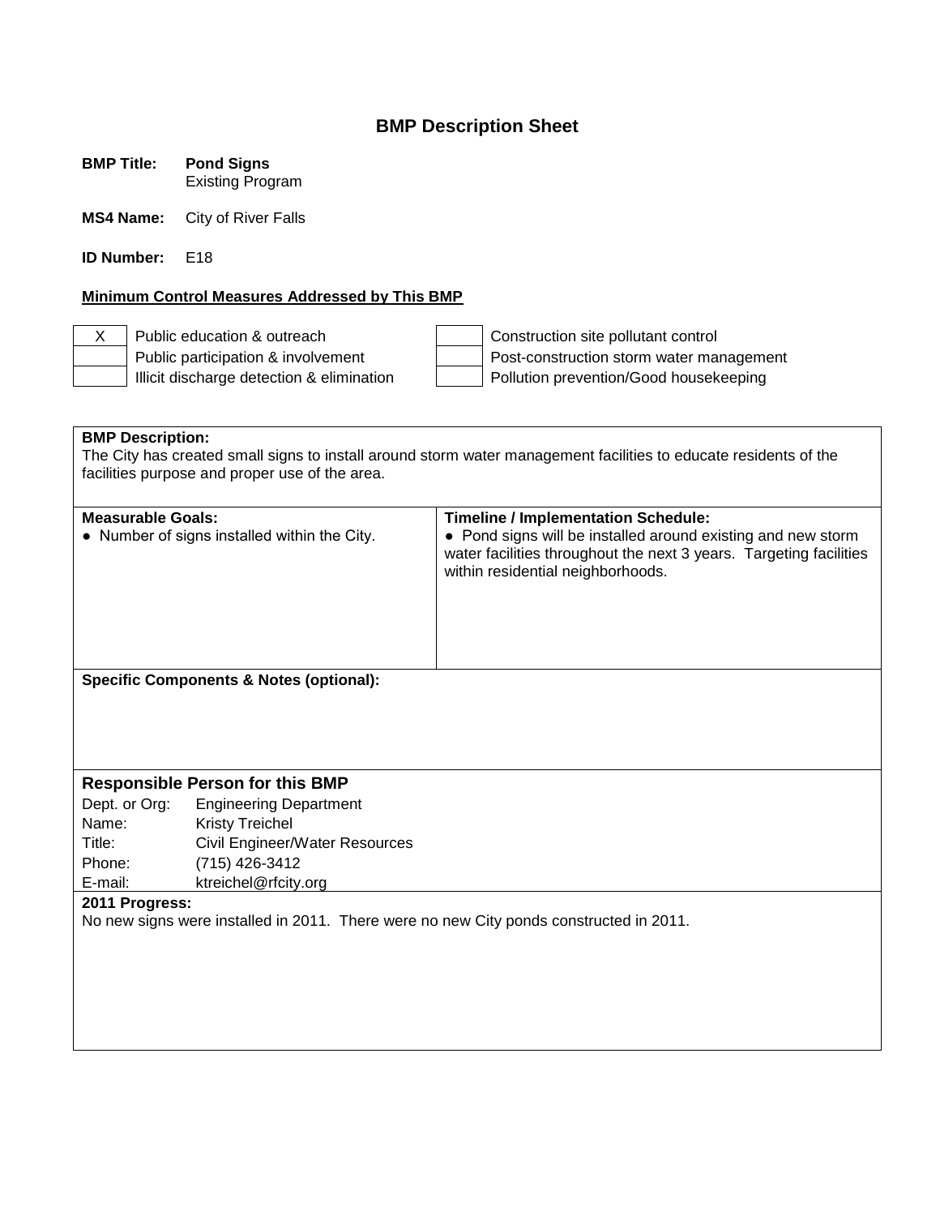# BMP Description Sheet

**BMP Title:** **Pond Signs**
Existing Program

**MS4 Name:** City of River Falls

**ID Number:** E18

**Minimum Control Measures Addressed by This BMP**

| | | | |
|---|---|---|---|
| X | Public education & outreach | | Construction site pollutant control |
| | Public participation & involvement | | Post-construction storm water management |
| | Illicit discharge detection & elimination | | Pollution prevention/Good housekeeping |

**BMP Description:**
The City has created small signs to install around storm water management facilities to educate residents of the facilities purpose and proper use of the area.

| **Measurable Goals:** | **Timeline / Implementation Schedule:** |
|---|---|
| ● Number of signs installed within the City. | ● Pond signs will be installed around existing and new storm water facilities throughout the next 3 years. Targeting facilities within residential neighborhoods. |

**Specific Components & Notes (optional):**

### Responsible Person for this BMP

| | |
|---|---|
| Dept. or Org: | Engineering Department |
| Name: | Kristy Treichel |
| Title: | Civil Engineer/Water Resources |
| Phone: | (715) 426-3412 |
| E-mail: | ktreichel@rfcity.org |

**2011 Progress:**
No new signs were installed in 2011. There were no new City ponds constructed in 2011.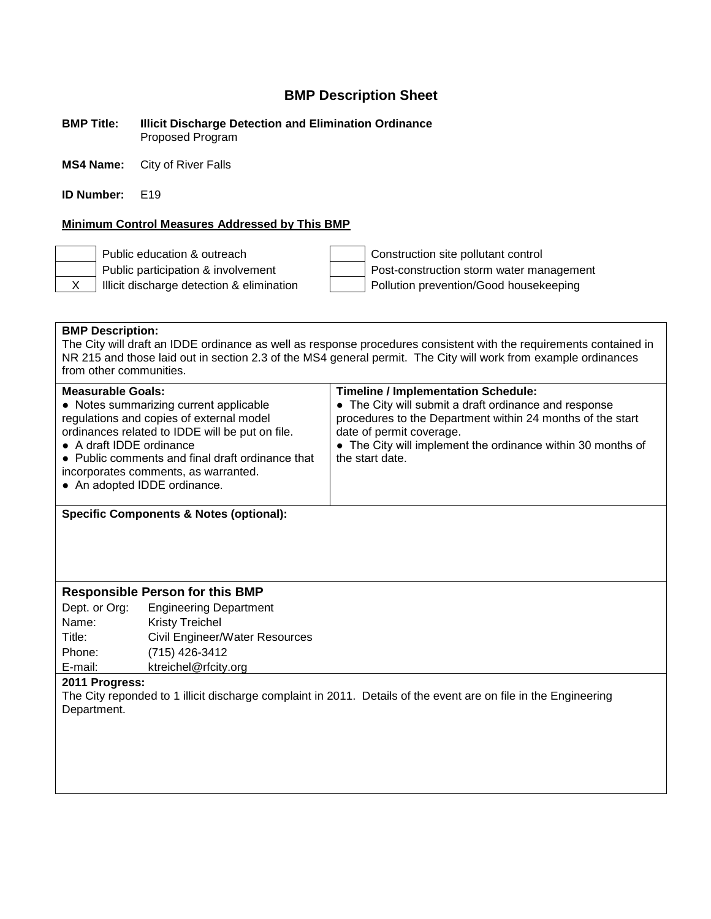# BMP Description Sheet

**BMP Title:** **Illicit Discharge Detection and Elimination Ordinance**
Proposed Program

**MS4 Name:** City of River Falls

**ID Number:** E19

**Minimum Control Measures Addressed by This BMP**

| | | | |
|---|---|---|---|
| | Public education & outreach | | Construction site pollutant control |
| | Public participation & involvement | | Post-construction storm water management |
| X | Illicit discharge detection & elimination | | Pollution prevention/Good housekeeping |

**BMP Description:**
The City will draft an IDDE ordinance as well as response procedures consistent with the requirements contained in NR 215 and those laid out in section 2.3 of the MS4 general permit. The City will work from example ordinances from other communities.

| **Measurable Goals:** | **Timeline / Implementation Schedule:** |
|---|---|
| ● Notes summarizing current applicable regulations and copies of external model ordinances related to IDDE will be put on file.<br>● A draft IDDE ordinance<br>● Public comments and final draft ordinance that incorporates comments, as warranted.<br>● An adopted IDDE ordinance. | ● The City will submit a draft ordinance and response procedures to the Department within 24 months of the start date of permit coverage.<br>● The City will implement the ordinance within 30 months of the start date. |

**Specific Components & Notes (optional):**

## Responsible Person for this BMP

| | |
|---|---|
| Dept. or Org: | Engineering Department |
| Name: | Kristy Treichel |
| Title: | Civil Engineer/Water Resources |
| Phone: | (715) 426-3412 |
| E-mail: | ktreichel@rfcity.org |

**2011 Progress:**
The City reponded to 1 illicit discharge complaint in 2011. Details of the event are on file in the Engineering Department.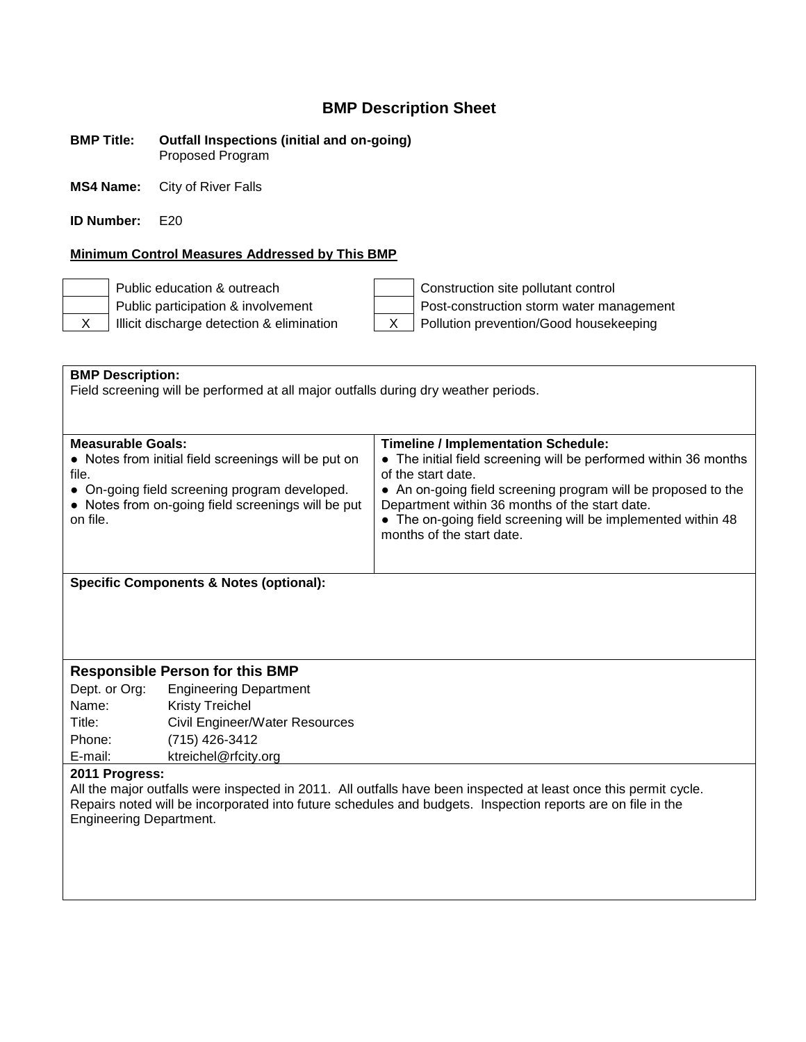# BMP Description Sheet

**BMP Title:** **Outfall Inspections (initial and on-going)**
Proposed Program

**MS4 Name:** City of River Falls

**ID Number:** E20

**Minimum Control Measures Addressed by This BMP**

| | | | |
|---|---|---|---|
| | Public education & outreach | | Construction site pollutant control |
| | Public participation & involvement | | Post-construction storm water management |
| X | Illicit discharge detection & elimination | X | Pollution prevention/Good housekeeping |

**BMP Description:**
Field screening will be performed at all major outfalls during dry weather periods.

| **Measurable Goals:** | **Timeline / Implementation Schedule:** |
|---|---|
| ● Notes from initial field screenings will be put on file.<br>● On-going field screening program developed.<br>● Notes from on-going field screenings will be put on file. | ● The initial field screening will be performed within 36 months of the start date.<br>● An on-going field screening program will be proposed to the Department within 36 months of the start date.<br>● The on-going field screening will be implemented within 48 months of the start date. |

**Specific Components & Notes (optional):**

## Responsible Person for this BMP

| | |
|---|---|
| Dept. or Org: | Engineering Department |
| Name: | Kristy Treichel |
| Title: | Civil Engineer/Water Resources |
| Phone: | (715) 426-3412 |
| E-mail: | ktreichel@rfcity.org |

**2011 Progress:**
All the major outfalls were inspected in 2011. All outfalls have been inspected at least once this permit cycle. Repairs noted will be incorporated into future schedules and budgets. Inspection reports are on file in the Engineering Department.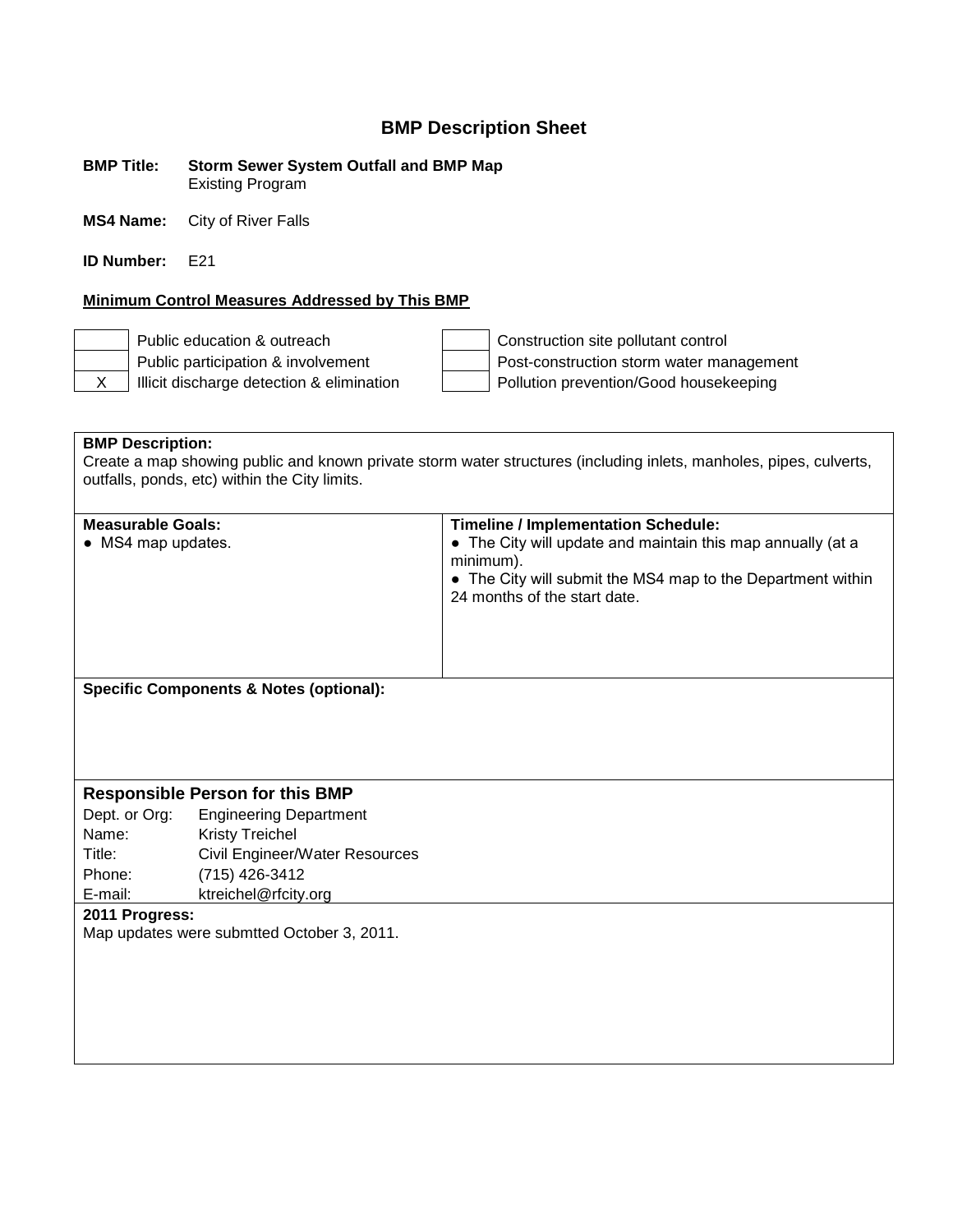# BMP Description Sheet

**BMP Title:** **Storm Sewer System Outfall and BMP Map**
Existing Program

**MS4 Name:** City of River Falls

**ID Number:** E21

**Minimum Control Measures Addressed by This BMP**

| | | | |
|---|---|---|---|
| | Public education & outreach | | Construction site pollutant control |
| | Public participation & involvement | | Post-construction storm water management |
| X | Illicit discharge detection & elimination | | Pollution prevention/Good housekeeping |

**BMP Description:**
Create a map showing public and known private storm water structures (including inlets, manholes, pipes, culverts, outfalls, ponds, etc) within the City limits.

| **Measurable Goals:** | **Timeline / Implementation Schedule:** |
|---|---|
| ● MS4 map updates. | ● The City will update and maintain this map annually (at a minimum).<br>● The City will submit the MS4 map to the Department within 24 months of the start date. |

**Specific Components & Notes (optional):**

## Responsible Person for this BMP

| | |
|---|---|
| Dept. or Org: | Engineering Department |
| Name: | Kristy Treichel |
| Title: | Civil Engineer/Water Resources |
| Phone: | (715) 426-3412 |
| E-mail: | ktreichel@rfcity.org |

**2011 Progress:**
Map updates were submtted October 3, 2011.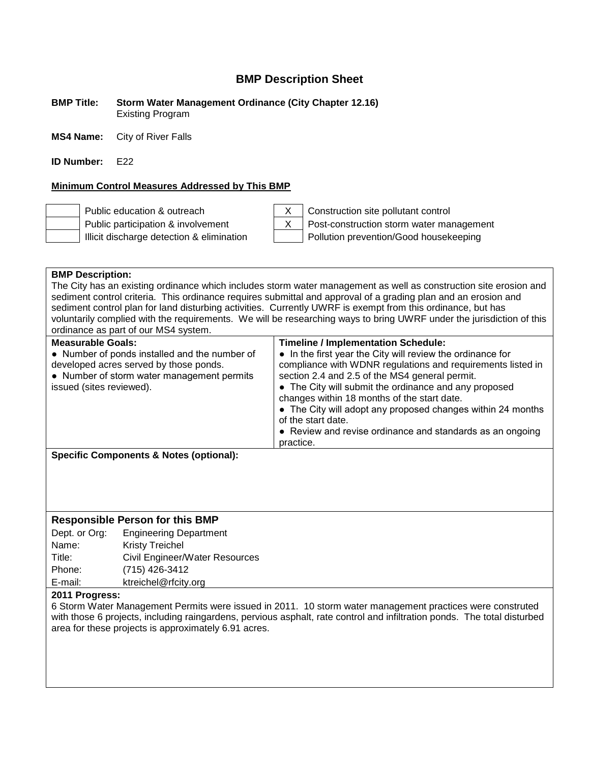# BMP Description Sheet

**BMP Title:** **Storm Water Management Ordinance (City Chapter 12.16)**
Existing Program

**MS4 Name:** City of River Falls

**ID Number:** E22

**Minimum Control Measures Addressed by This BMP**

| | | | |
|---|---|---|---|
| | Public education & outreach | X | Construction site pollutant control |
| | Public participation & involvement | X | Post-construction storm water management |
| | Illicit discharge detection & elimination | | Pollution prevention/Good housekeeping |

**BMP Description:**
The City has an existing ordinance which includes storm water management as well as construction site erosion and sediment control criteria. This ordinance requires submittal and approval of a grading plan and an erosion and sediment control plan for land disturbing activities. Currently UWRF is exempt from this ordinance, but has voluntarily complied with the requirements. We will be researching ways to bring UWRF under the jurisdiction of this ordinance as part of our MS4 system.

| Measurable Goals: | Timeline / Implementation Schedule: |
|---|---|
| ● Number of ponds installed and the number of developed acres served by those ponds.<br>● Number of storm water management permits issued (sites reviewed). | ● In the first year the City will review the ordinance for compliance with WDNR regulations and requirements listed in section 2.4 and 2.5 of the MS4 general permit.<br>● The City will submit the ordinance and any proposed changes within 18 months of the start date.<br>● The City will adopt any proposed changes within 24 months of the start date.<br>● Review and revise ordinance and standards as an ongoing practice. |

**Specific Components & Notes (optional):**

## Responsible Person for this BMP

| | |
|---|---|
| Dept. or Org: | Engineering Department |
| Name: | Kristy Treichel |
| Title: | Civil Engineer/Water Resources |
| Phone: | (715) 426-3412 |
| E-mail: | ktreichel@rfcity.org |

**2011 Progress:**
6 Storm Water Management Permits were issued in 2011. 10 storm water management practices were construted with those 6 projects, including raingardens, pervious asphalt, rate control and infiltration ponds. The total disturbed area for these projects is approximately 6.91 acres.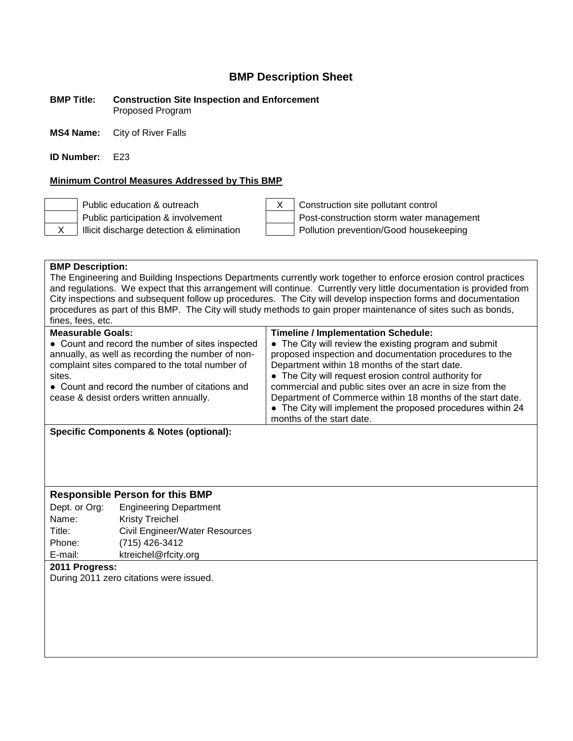## BMP Description Sheet

**BMP Title:** **Construction Site Inspection and Enforcement**
Proposed Program

**MS4 Name:** City of River Falls

**ID Number:** E23

**Minimum Control Measures Addressed by This BMP**

| | | | |
|---|---|---|---|
| | Public education & outreach | X | Construction site pollutant control |
| | Public participation & involvement | | Post-construction storm water management |
| X | Illicit discharge detection & elimination | | Pollution prevention/Good housekeeping |

**BMP Description:**
The Engineering and Building Inspections Departments currently work together to enforce erosion control practices and regulations. We expect that this arrangement will continue. Currently very little documentation is provided from City inspections and subsequent follow up procedures. The City will develop inspection forms and documentation procedures as part of this BMP. The City will study methods to gain proper maintenance of sites such as bonds, fines, fees, etc.

| Measurable Goals: | Timeline / Implementation Schedule: |
|---|---|
| ● Count and record the number of sites inspected annually, as well as recording the number of non-complaint sites compared to the total number of sites.<br>● Count and record the number of citations and cease & desist orders written annually. | ● The City will review the existing program and submit proposed inspection and documentation procedures to the Department within 18 months of the start date.<br>● The City will request erosion control authority for commercial and public sites over an acre in size from the Department of Commerce within 18 months of the start date.<br>● The City will implement the proposed procedures within 24 months of the start date. |

**Specific Components & Notes (optional):**

### Responsible Person for this BMP

| | |
|---|---|
| Dept. or Org: | Engineering Department |
| Name: | Kristy Treichel |
| Title: | Civil Engineer/Water Resources |
| Phone: | (715) 426-3412 |
| E-mail: | ktreichel@rfcity.org |

**2011 Progress:**
During 2011 zero citations were issued.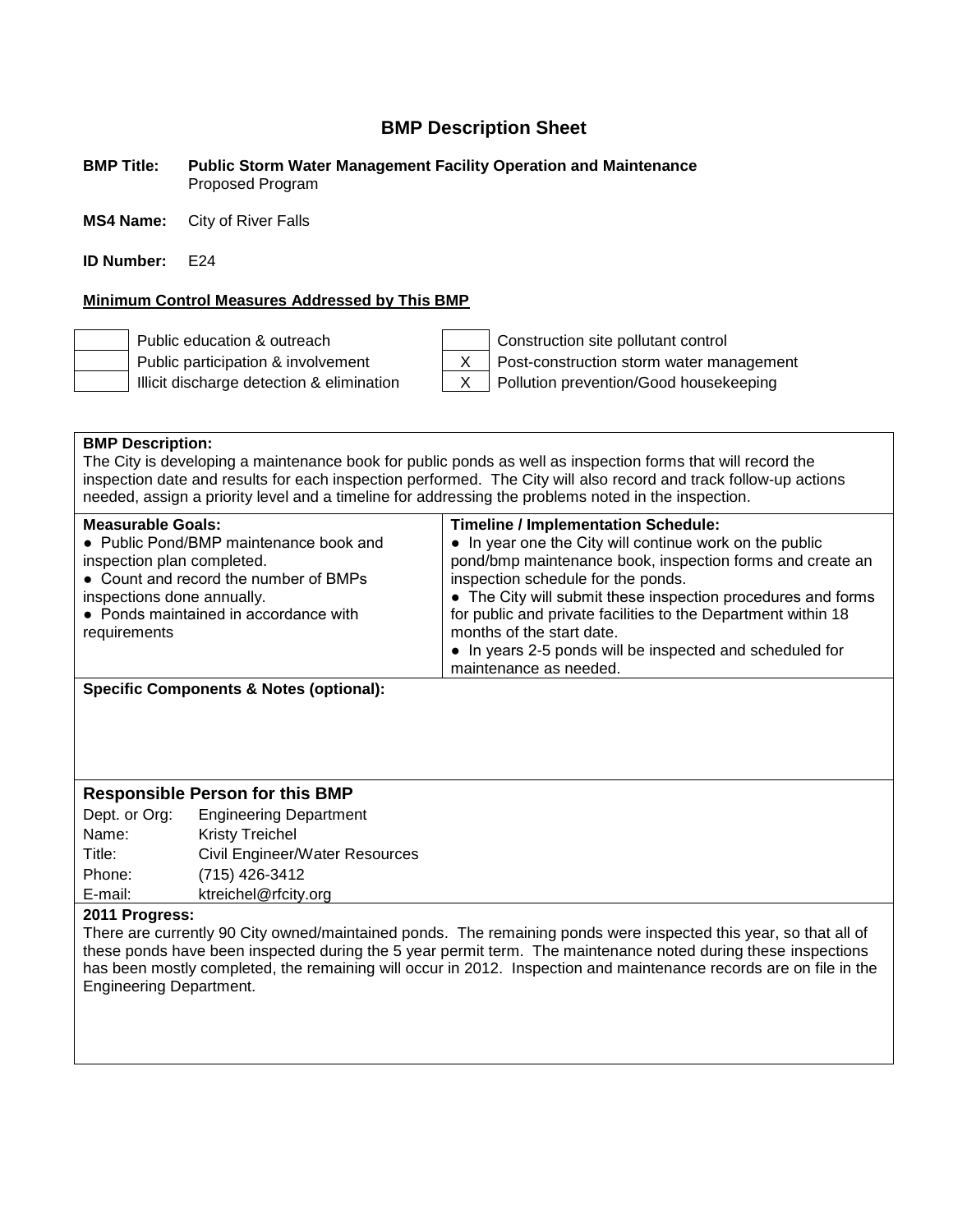# BMP Description Sheet

**BMP Title:** **Public Storm Water Management Facility Operation and Maintenance**
Proposed Program

**MS4 Name:** City of River Falls

**ID Number:** E24

**Minimum Control Measures Addressed by This BMP**

| | | | |
|---|---|---|---|
| | Public education & outreach | | Construction site pollutant control |
| | Public participation & involvement | X | Post-construction storm water management |
| | Illicit discharge detection & elimination | X | Pollution prevention/Good housekeeping |

**BMP Description:**
The City is developing a maintenance book for public ponds as well as inspection forms that will record the inspection date and results for each inspection performed. The City will also record and track follow-up actions needed, assign a priority level and a timeline for addressing the problems noted in the inspection.

| Measurable Goals: | Timeline / Implementation Schedule: |
|---|---|
| ● Public Pond/BMP maintenance book and inspection plan completed.<br>● Count and record the number of BMPs inspections done annually.<br>● Ponds maintained in accordance with requirements | ● In year one the City will continue work on the public pond/bmp maintenance book, inspection forms and create an inspection schedule for the ponds.<br>● The City will submit these inspection procedures and forms for public and private facilities to the Department within 18 months of the start date.<br>● In years 2-5 ponds will be inspected and scheduled for maintenance as needed. |

**Specific Components & Notes (optional):**

## Responsible Person for this BMP

Dept. or Org: Engineering Department
Name: Kristy Treichel
Title: Civil Engineer/Water Resources
Phone: (715) 426-3412
E-mail: ktreichel@rfcity.org

**2011 Progress:**
There are currently 90 City owned/maintained ponds. The remaining ponds were inspected this year, so that all of these ponds have been inspected during the 5 year permit term. The maintenance noted during these inspections has been mostly completed, the remaining will occur in 2012. Inspection and maintenance records are on file in the Engineering Department.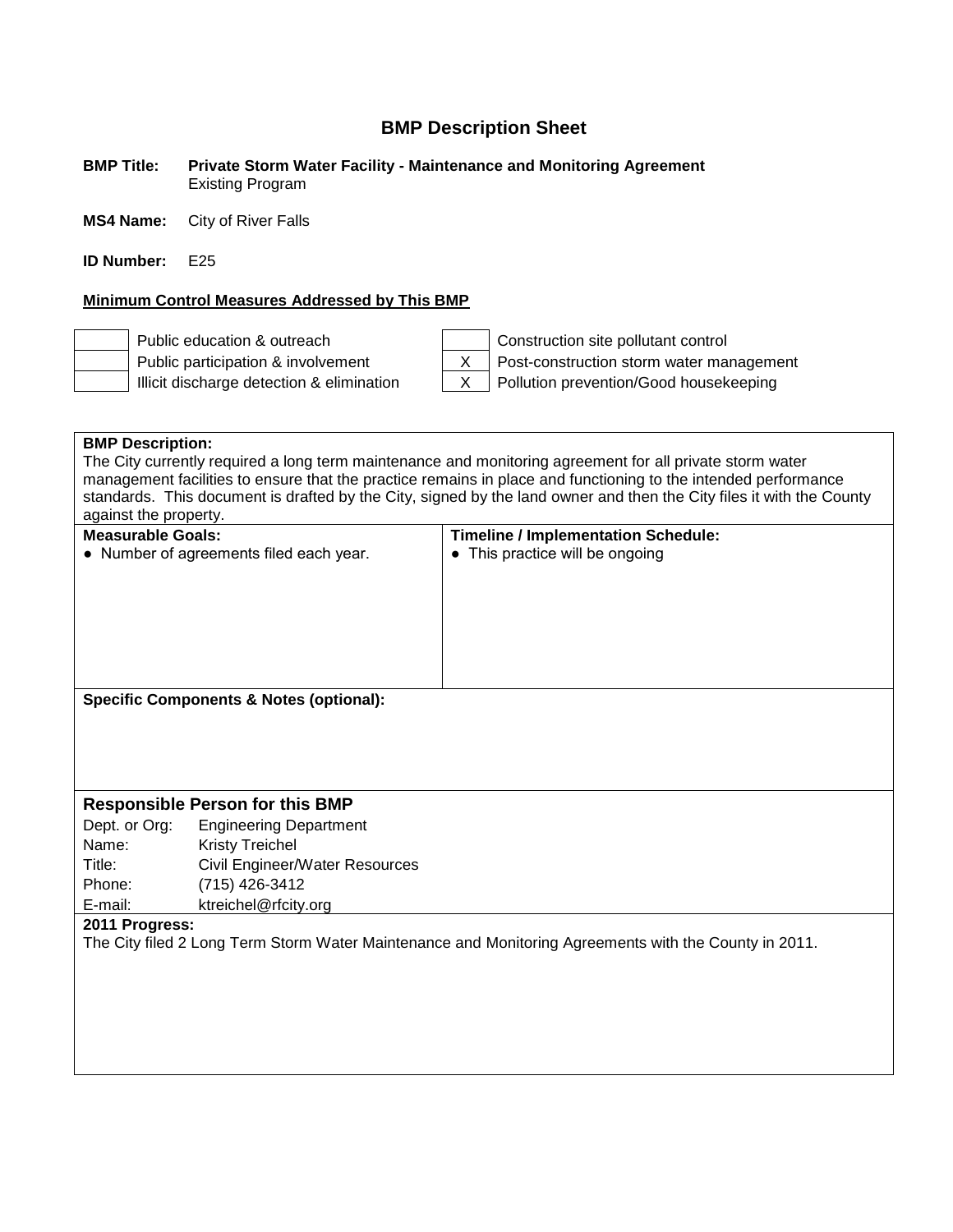# BMP Description Sheet

**BMP Title:** **Private Storm Water Facility - Maintenance and Monitoring Agreement**
Existing Program

**MS4 Name:** City of River Falls

**ID Number:** E25

**Minimum Control Measures Addressed by This BMP**

| | | | |
|---|---|---|---|
| | Public education & outreach | | Construction site pollutant control |
| | Public participation & involvement | X | Post-construction storm water management |
| | Illicit discharge detection & elimination | X | Pollution prevention/Good housekeeping |

**BMP Description:**
The City currently required a long term maintenance and monitoring agreement for all private storm water management facilities to ensure that the practice remains in place and functioning to the intended performance standards. This document is drafted by the City, signed by the land owner and then the City files it with the County against the property.

| **Measurable Goals:** | **Timeline / Implementation Schedule:** |
|---|---|
| ● Number of agreements filed each year. | ● This practice will be ongoing |

**Specific Components & Notes (optional):**

## Responsible Person for this BMP

| | |
|---|---|
| Dept. or Org: | Engineering Department |
| Name: | Kristy Treichel |
| Title: | Civil Engineer/Water Resources |
| Phone: | (715) 426-3412 |
| E-mail: | ktreichel@rfcity.org |

**2011 Progress:**
The City filed 2 Long Term Storm Water Maintenance and Monitoring Agreements with the County in 2011.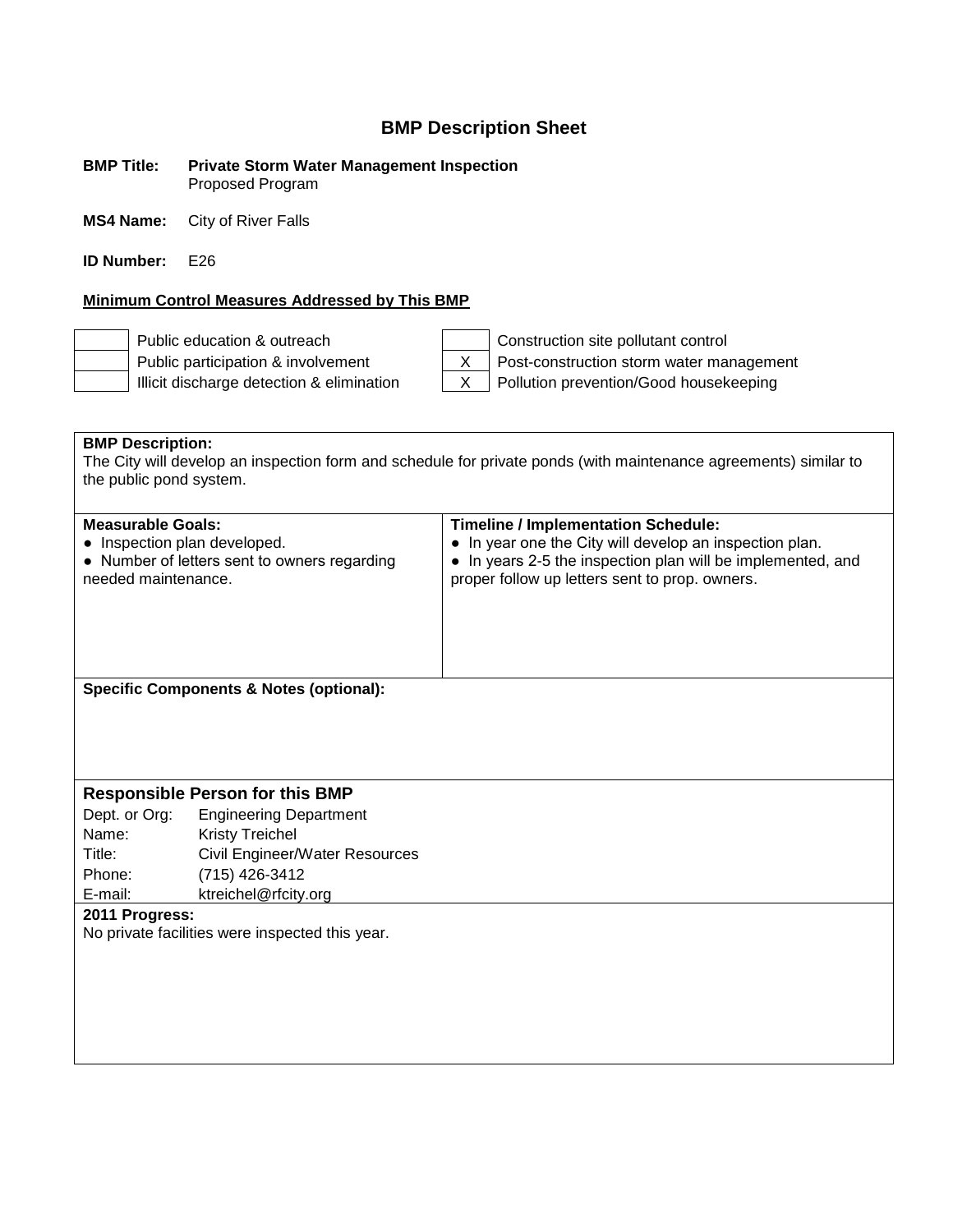# BMP Description Sheet

**BMP Title:** **Private Storm Water Management Inspection**
Proposed Program

**MS4 Name:** City of River Falls

**ID Number:** E26

**Minimum Control Measures Addressed by This BMP**

| | | | |
|---|---|---|---|
| | Public education & outreach | | Construction site pollutant control |
| | Public participation & involvement | X | Post-construction storm water management |
| | Illicit discharge detection & elimination | X | Pollution prevention/Good housekeeping |

**BMP Description:**
The City will develop an inspection form and schedule for private ponds (with maintenance agreements) similar to the public pond system.

| **Measurable Goals:** | **Timeline / Implementation Schedule:** |
|---|---|
| ● Inspection plan developed.<br>● Number of letters sent to owners regarding needed maintenance. | ● In year one the City will develop an inspection plan.<br>● In years 2-5 the inspection plan will be implemented, and proper follow up letters sent to prop. owners. |

**Specific Components & Notes (optional):**

## Responsible Person for this BMP

| | |
|---|---|
| Dept. or Org: | Engineering Department |
| Name: | Kristy Treichel |
| Title: | Civil Engineer/Water Resources |
| Phone: | (715) 426-3412 |
| E-mail: | ktreichel@rfcity.org |

**2011 Progress:**
No private facilities were inspected this year.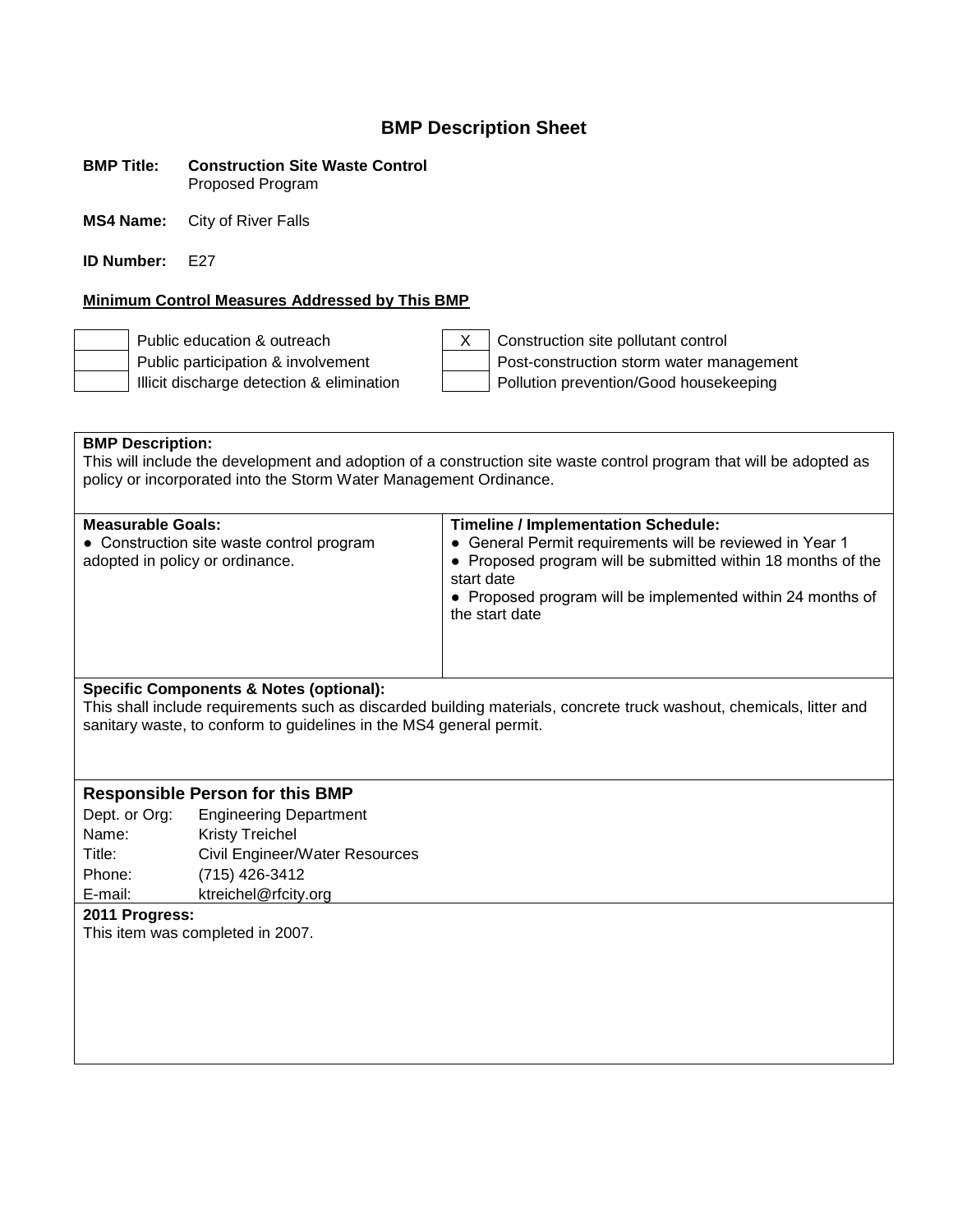# BMP Description Sheet

**BMP Title:** **Construction Site Waste Control**
Proposed Program

**MS4 Name:** City of River Falls

**ID Number:** E27

**Minimum Control Measures Addressed by This BMP**

| | | | |
|---|---|---|---|
| | Public education & outreach | X | Construction site pollutant control |
| | Public participation & involvement | | Post-construction storm water management |
| | Illicit discharge detection & elimination | | Pollution prevention/Good housekeeping |

**BMP Description:**
This will include the development and adoption of a construction site waste control program that will be adopted as policy or incorporated into the Storm Water Management Ordinance.

| **Measurable Goals:** | **Timeline / Implementation Schedule:** |
|---|---|
| • Construction site waste control program adopted in policy or ordinance. | • General Permit requirements will be reviewed in Year 1<br>• Proposed program will be submitted within 18 months of the start date<br>• Proposed program will be implemented within 24 months of the start date |

**Specific Components & Notes (optional):**
This shall include requirements such as discarded building materials, concrete truck washout, chemicals, litter and sanitary waste, to conform to guidelines in the MS4 general permit.

## Responsible Person for this BMP

| | |
|---|---|
| Dept. or Org: | Engineering Department |
| Name: | Kristy Treichel |
| Title: | Civil Engineer/Water Resources |
| Phone: | (715) 426-3412 |
| E-mail: | ktreichel@rfcity.org |

**2011 Progress:**
This item was completed in 2007.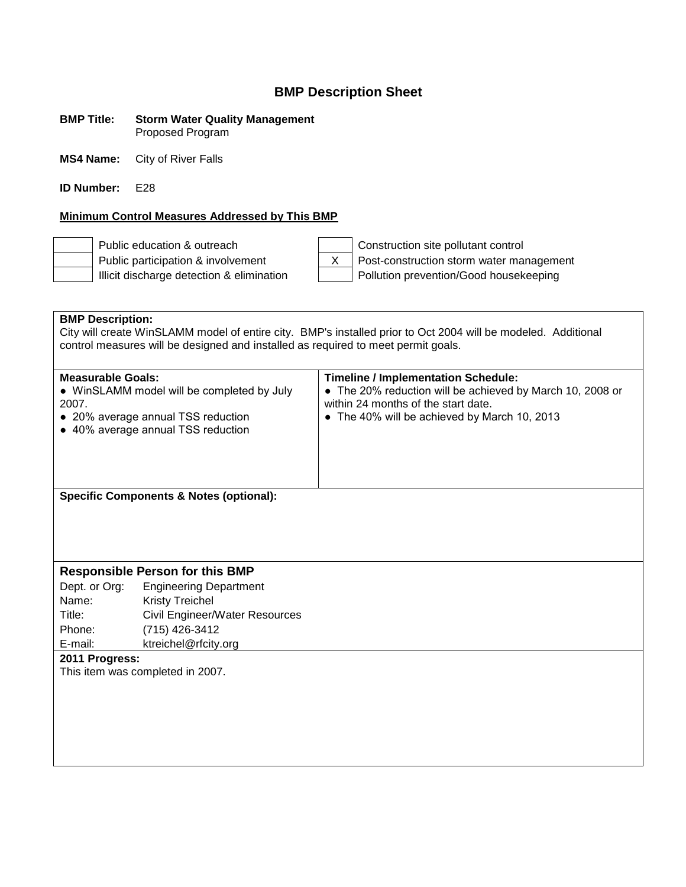# BMP Description Sheet

**BMP Title:** **Storm Water Quality Management**
Proposed Program

**MS4 Name:** City of River Falls

**ID Number:** E28

**Minimum Control Measures Addressed by This BMP**

| | | | |
|---|---|---|---|
| | Public education & outreach | | Construction site pollutant control |
| | Public participation & involvement | X | Post-construction storm water management |
| | Illicit discharge detection & elimination | | Pollution prevention/Good housekeeping |

**BMP Description:**
City will create WinSLAMM model of entire city. BMP's installed prior to Oct 2004 will be modeled. Additional control measures will be designed and installed as required to meet permit goals.

| Measurable Goals: | Timeline / Implementation Schedule: |
|---|---|
| ● WinSLAMM model will be completed by July 2007.<br>● 20% average annual TSS reduction<br>● 40% average annual TSS reduction | ● The 20% reduction will be achieved by March 10, 2008 or within 24 months of the start date.<br>● The 40% will be achieved by March 10, 2013 |

**Specific Components & Notes (optional):**

## Responsible Person for this BMP

| | |
|---|---|
| Dept. or Org: | Engineering Department |
| Name: | Kristy Treichel |
| Title: | Civil Engineer/Water Resources |
| Phone: | (715) 426-3412 |
| E-mail: | ktreichel@rfcity.org |

**2011 Progress:**
This item was completed in 2007.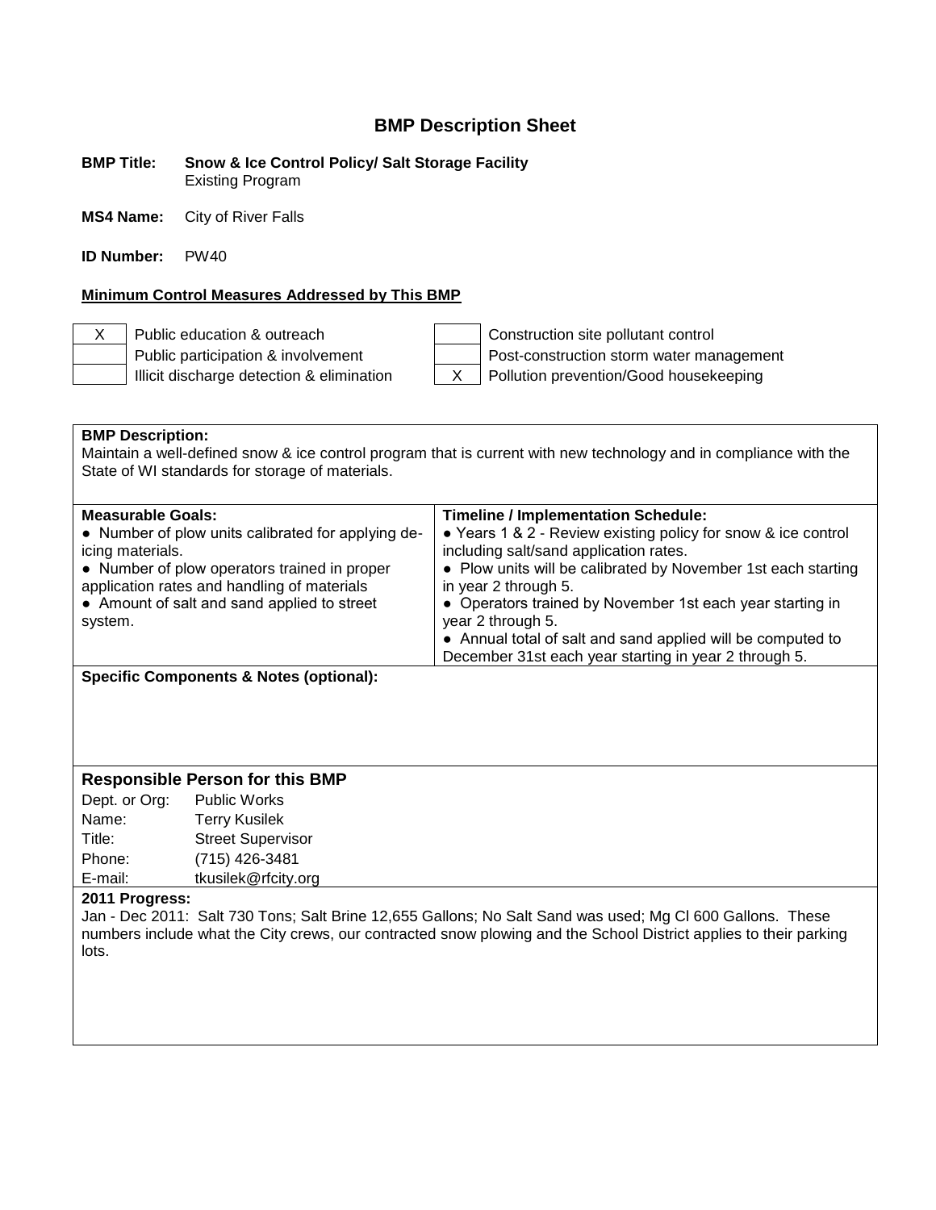# BMP Description Sheet

**BMP Title:** **Snow & Ice Control Policy/ Salt Storage Facility**
Existing Program

**MS4 Name:** City of River Falls

**ID Number:** PW40

**Minimum Control Measures Addressed by This BMP**

| | | | |
|---|---|---|---|
| X | Public education & outreach | | Construction site pollutant control |
| | Public participation & involvement | | Post-construction storm water management |
| | Illicit discharge detection & elimination | X | Pollution prevention/Good housekeeping |

**BMP Description:**
Maintain a well-defined snow & ice control program that is current with new technology and in compliance with the State of WI standards for storage of materials.

| **Measurable Goals:** | **Timeline / Implementation Schedule:** |
|---|---|
| • Number of plow units calibrated for applying de-icing materials.<br>• Number of plow operators trained in proper application rates and handling of materials<br>• Amount of salt and sand applied to street system. | • Years 1 & 2 - Review existing policy for snow & ice control including salt/sand application rates.<br>• Plow units will be calibrated by November 1st each starting in year 2 through 5.<br>• Operators trained by November 1st each year starting in year 2 through 5.<br>• Annual total of salt and sand applied will be computed to December 31st each year starting in year 2 through 5. |

**Specific Components & Notes (optional):**

## Responsible Person for this BMP

| | |
|---|---|
| Dept. or Org: | Public Works |
| Name: | Terry Kusilek |
| Title: | Street Supervisor |
| Phone: | (715) 426-3481 |
| E-mail: | tkusilek@rfcity.org |

**2011 Progress:**
Jan - Dec 2011: Salt 730 Tons; Salt Brine 12,655 Gallons; No Salt Sand was used; Mg Cl 600 Gallons. These numbers include what the City crews, our contracted snow plowing and the School District applies to their parking lots.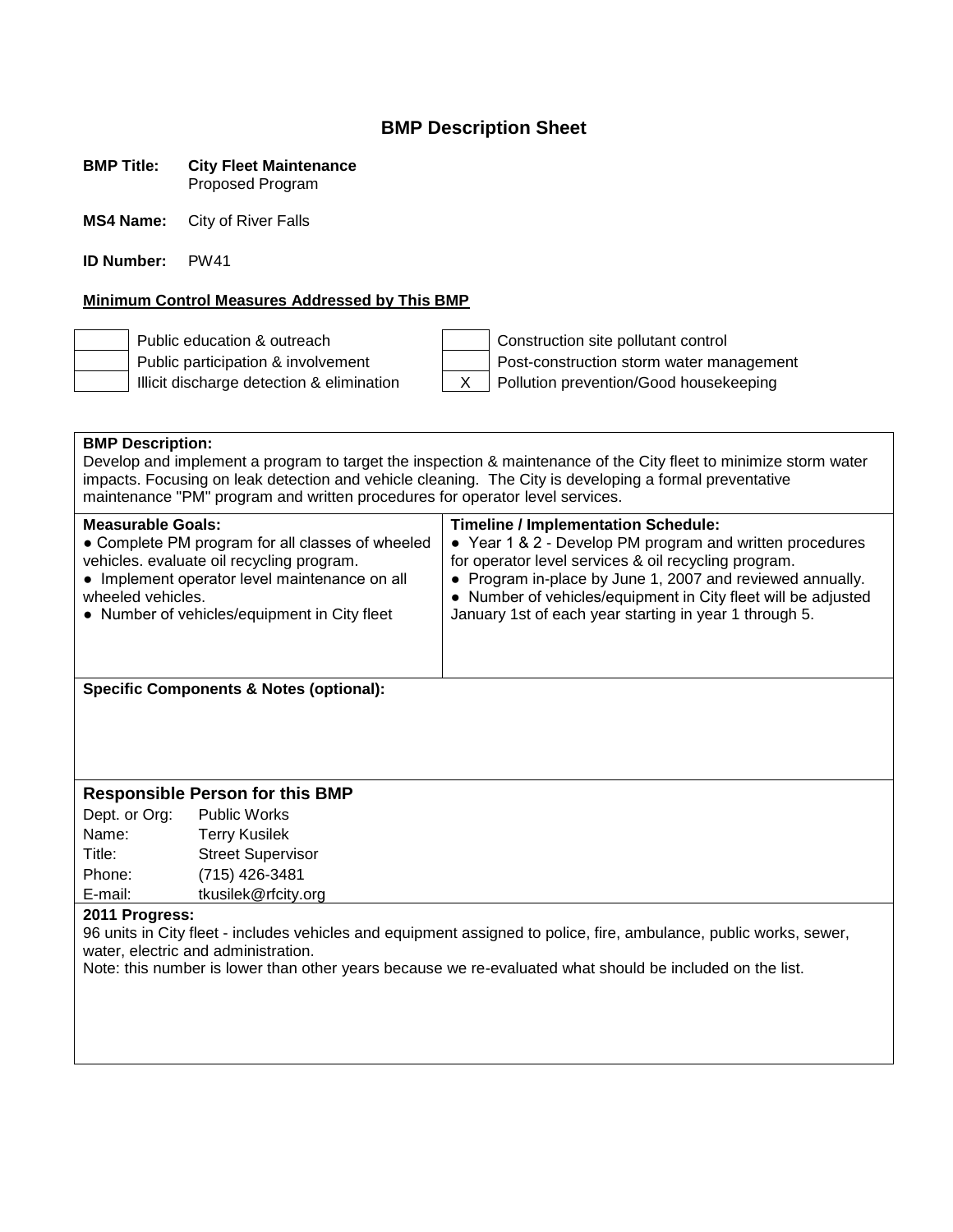# BMP Description Sheet

**BMP Title:** **City Fleet Maintenance**
Proposed Program

**MS4 Name:** City of River Falls

**ID Number:** PW41

**Minimum Control Measures Addressed by This BMP**

| | | | |
|---|---|---|---|
| | Public education & outreach | | Construction site pollutant control |
| | Public participation & involvement | | Post-construction storm water management |
| | Illicit discharge detection & elimination | X | Pollution prevention/Good housekeeping |

**BMP Description:**
Develop and implement a program to target the inspection & maintenance of the City fleet to minimize storm water impacts. Focusing on leak detection and vehicle cleaning. The City is developing a formal preventative maintenance "PM" program and written procedures for operator level services.

| **Measurable Goals:** | **Timeline / Implementation Schedule:** |
|---|---|
| ● Complete PM program for all classes of wheeled vehicles. evaluate oil recycling program.<br>● Implement operator level maintenance on all wheeled vehicles.<br>● Number of vehicles/equipment in City fleet | ● Year 1 & 2 - Develop PM program and written procedures for operator level services & oil recycling program.<br>● Program in-place by June 1, 2007 and reviewed annually.<br>● Number of vehicles/equipment in City fleet will be adjusted January 1st of each year starting in year 1 through 5. |

**Specific Components & Notes (optional):**

### Responsible Person for this BMP

| | |
|---|---|
| Dept. or Org: | Public Works |
| Name: | Terry Kusilek |
| Title: | Street Supervisor |
| Phone: | (715) 426-3481 |
| E-mail: | tkusilek@rfcity.org |

**2011 Progress:**
96 units in City fleet - includes vehicles and equipment assigned to police, fire, ambulance, public works, sewer, water, electric and administration.
Note: this number is lower than other years because we re-evaluated what should be included on the list.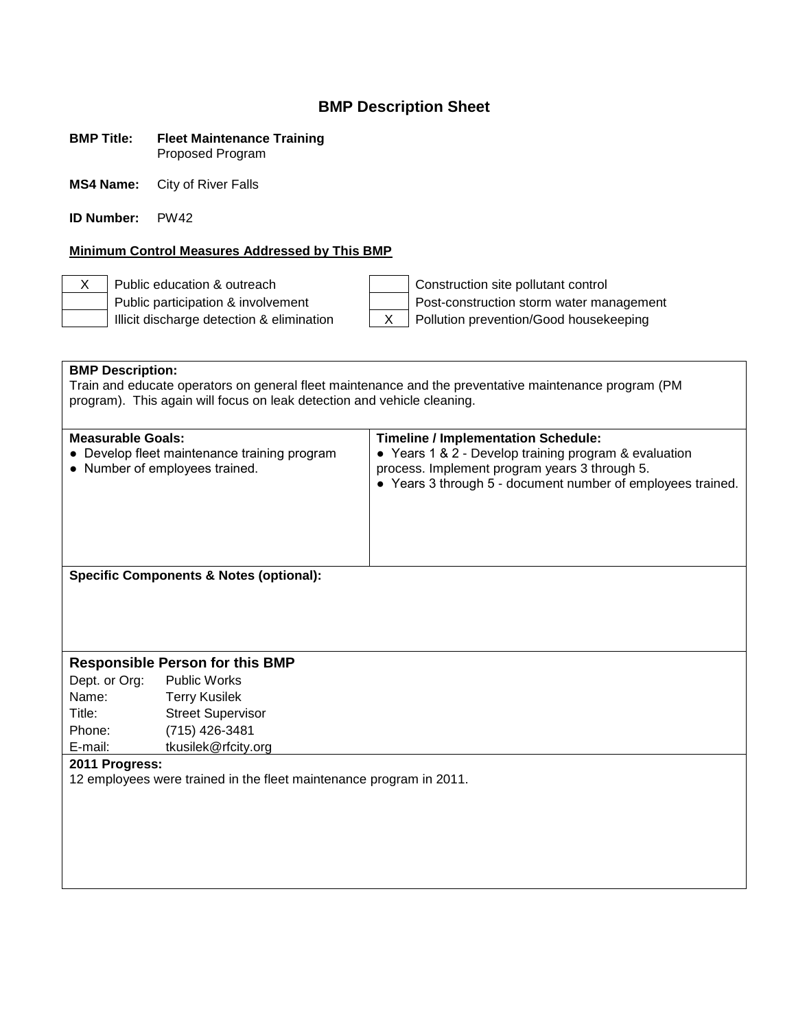# BMP Description Sheet

**BMP Title:** **Fleet Maintenance Training**
Proposed Program

**MS4 Name:** City of River Falls

**ID Number:** PW42

**Minimum Control Measures Addressed by This BMP**

| | | | |
|---|---|---|---|
| X | Public education & outreach | | Construction site pollutant control |
| | Public participation & involvement | | Post-construction storm water management |
| | Illicit discharge detection & elimination | X | Pollution prevention/Good housekeeping |

**BMP Description:**
Train and educate operators on general fleet maintenance and the preventative maintenance program (PM program). This again will focus on leak detection and vehicle cleaning.

| **Measurable Goals:** | **Timeline / Implementation Schedule:** |
|---|---|
| • Develop fleet maintenance training program<br>• Number of employees trained. | • Years 1 & 2 - Develop training program & evaluation process. Implement program years 3 through 5.<br>• Years 3 through 5 - document number of employees trained. |

**Specific Components & Notes (optional):**

## Responsible Person for this BMP

Dept. or Org: Public Works
Name: Terry Kusilek
Title: Street Supervisor
Phone: (715) 426-3481
E-mail: tkusilek@rfcity.org

**2011 Progress:**
12 employees were trained in the fleet maintenance program in 2011.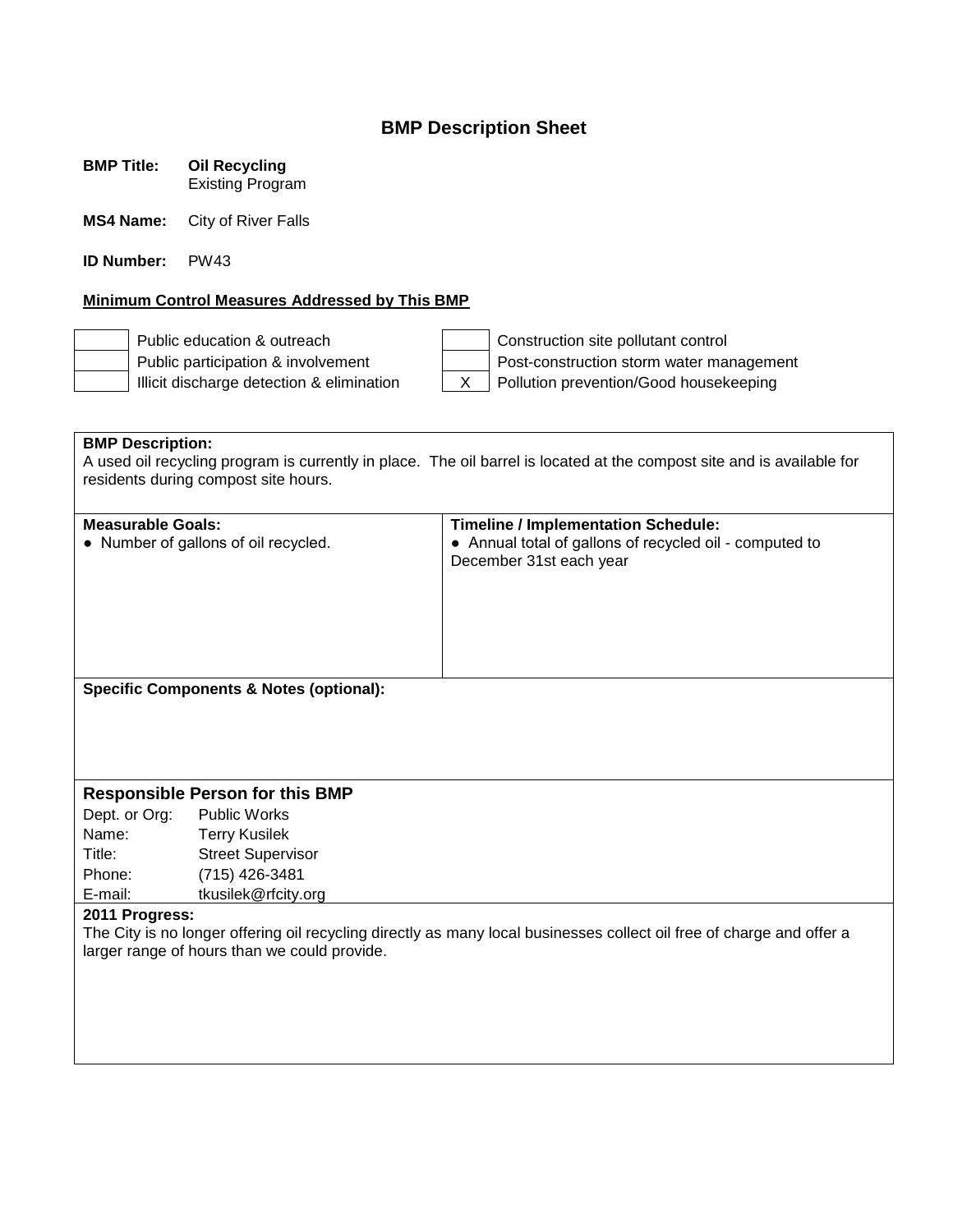# BMP Description Sheet

**BMP Title:** **Oil Recycling**
Existing Program

**MS4 Name:** City of River Falls

**ID Number:** PW43

**Minimum Control Measures Addressed by This BMP**

| | | | |
|---|---|---|---|
| | Public education & outreach | | Construction site pollutant control |
| | Public participation & involvement | | Post-construction storm water management |
| | Illicit discharge detection & elimination | X | Pollution prevention/Good housekeeping |

**BMP Description:**
A used oil recycling program is currently in place. The oil barrel is located at the compost site and is available for residents during compost site hours.

| **Measurable Goals:** | **Timeline / Implementation Schedule:** |
|---|---|
| ● Number of gallons of oil recycled. | ● Annual total of gallons of recycled oil - computed to December 31st each year |

**Specific Components & Notes (optional):**

### Responsible Person for this BMP

| | |
|---|---|
| Dept. or Org: | Public Works |
| Name: | Terry Kusilek |
| Title: | Street Supervisor |
| Phone: | (715) 426-3481 |
| E-mail: | tkusilek@rfcity.org |

**2011 Progress:**
The City is no longer offering oil recycling directly as many local businesses collect oil free of charge and offer a larger range of hours than we could provide.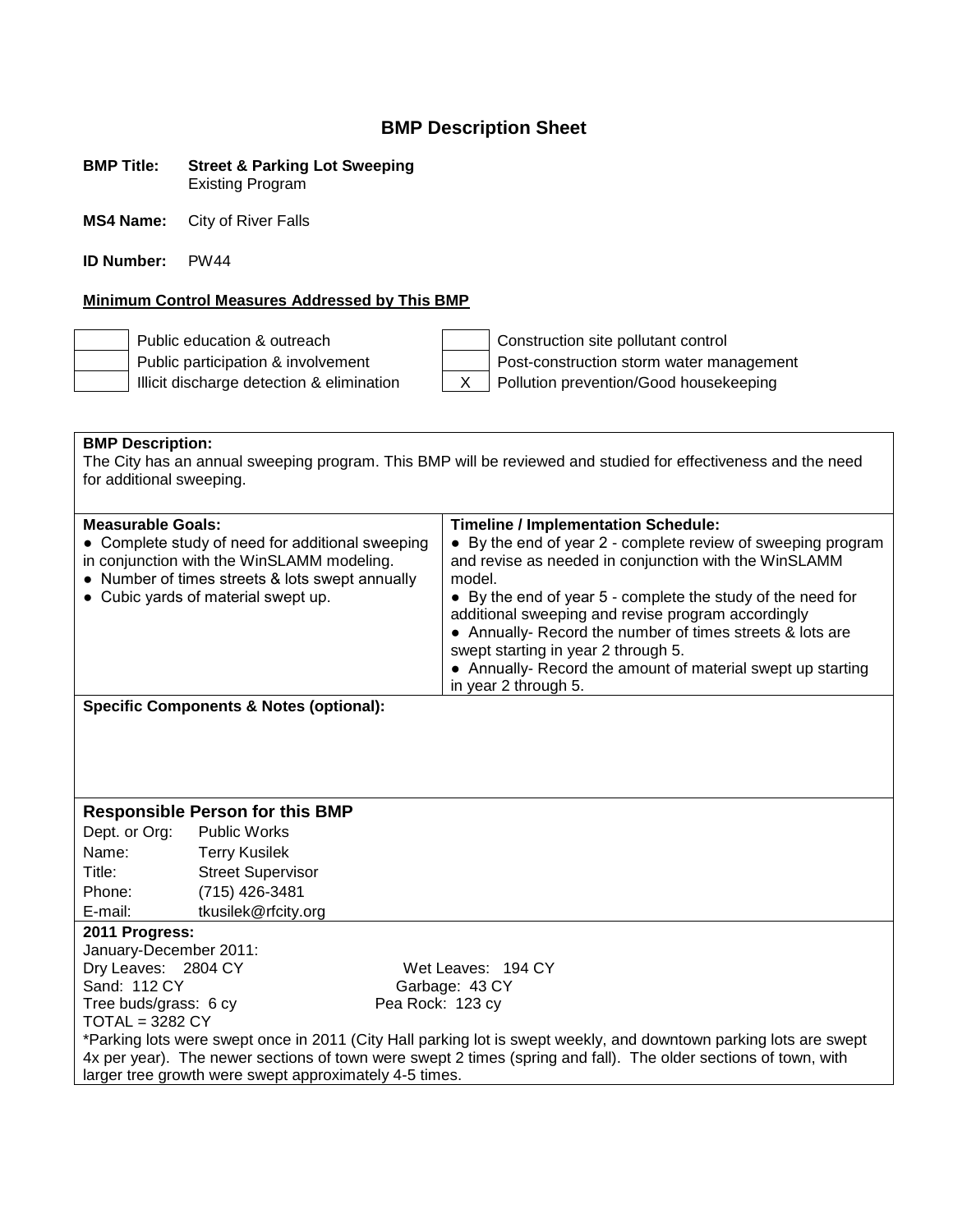# BMP Description Sheet

**BMP Title:** **Street & Parking Lot Sweeping**
Existing Program

**MS4 Name:** City of River Falls

**ID Number:** PW44

**Minimum Control Measures Addressed by This BMP**

| | | | |
|---|---|---|---|
| | Public education & outreach | | Construction site pollutant control |
| | Public participation & involvement | | Post-construction storm water management |
| | Illicit discharge detection & elimination | X | Pollution prevention/Good housekeeping |

**BMP Description:**
The City has an annual sweeping program. This BMP will be reviewed and studied for effectiveness and the need for additional sweeping.

| **Measurable Goals:** | **Timeline / Implementation Schedule:** |
|---|---|
| ● Complete study of need for additional sweeping in conjunction with the WinSLAMM modeling.<br>● Number of times streets & lots swept annually<br>● Cubic yards of material swept up. | ● By the end of year 2 - complete review of sweeping program and revise as needed in conjunction with the WinSLAMM model.<br>● By the end of year 5 - complete the study of the need for additional sweeping and revise program accordingly<br>● Annually- Record the number of times streets & lots are swept starting in year 2 through 5.<br>● Annually- Record the amount of material swept up starting in year 2 through 5. |

**Specific Components & Notes (optional):**

### Responsible Person for this BMP

| | |
|---|---|
| Dept. or Org: | Public Works |
| Name: | Terry Kusilek |
| Title: | Street Supervisor |
| Phone: | (715) 426-3481 |
| E-mail: | tkusilek@rfcity.org |

**2011 Progress:**
January-December 2011:

| | |
|---|---|
| Dry Leaves: 2804 CY | Wet Leaves: 194 CY |
| Sand: 112 CY | Garbage: 43 CY |
| Tree buds/grass: 6 cy | Pea Rock: 123 cy |

TOTAL = 3282 CY

*Parking lots were swept once in 2011 (City Hall parking lot is swept weekly, and downtown parking lots are swept 4x per year). The newer sections of town were swept 2 times (spring and fall). The older sections of town, with larger tree growth were swept approximately 4-5 times.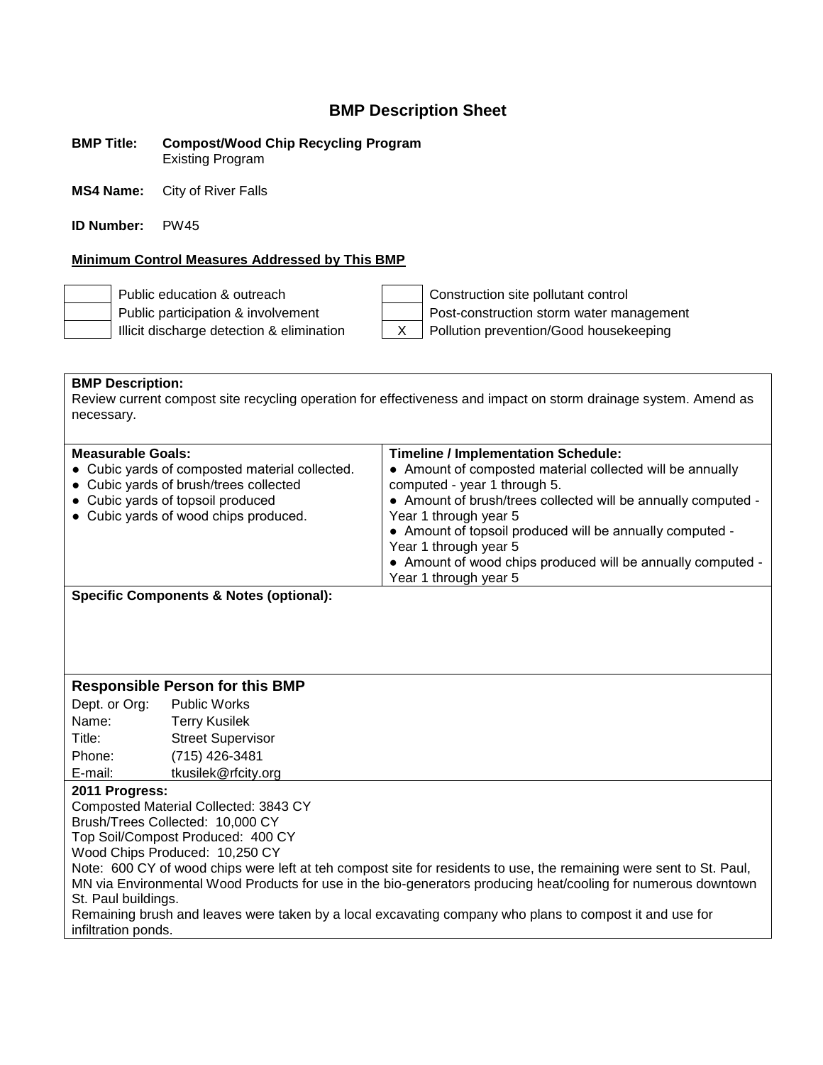# BMP Description Sheet

**BMP Title:** **Compost/Wood Chip Recycling Program**
Existing Program

**MS4 Name:** City of River Falls

**ID Number:** PW45

**Minimum Control Measures Addressed by This BMP**

| | | | |
|---|---|---|---|
| | Public education & outreach | | Construction site pollutant control |
| | Public participation & involvement | | Post-construction storm water management |
| | Illicit discharge detection & elimination | X | Pollution prevention/Good housekeeping |

**BMP Description:**
Review current compost site recycling operation for effectiveness and impact on storm drainage system. Amend as necessary.

| **Measurable Goals:** | **Timeline / Implementation Schedule:** |
|---|---|
| ● Cubic yards of composted material collected.<br>● Cubic yards of brush/trees collected<br>● Cubic yards of topsoil produced<br>● Cubic yards of wood chips produced. | ● Amount of composted material collected will be annually computed - year 1 through 5.<br>● Amount of brush/trees collected will be annually computed - Year 1 through year 5<br>● Amount of topsoil produced will be annually computed - Year 1 through year 5<br>● Amount of wood chips produced will be annually computed - Year 1 through year 5 |

**Specific Components & Notes (optional):**

## Responsible Person for this BMP

| | |
|---|---|
| Dept. or Org: | Public Works |
| Name: | Terry Kusilek |
| Title: | Street Supervisor |
| Phone: | (715) 426-3481 |
| E-mail: | tkusilek@rfcity.org |

**2011 Progress:**
Composted Material Collected: 3843 CY
Brush/Trees Collected: 10,000 CY
Top Soil/Compost Produced: 400 CY
Wood Chips Produced: 10,250 CY
Note: 600 CY of wood chips were left at teh compost site for residents to use, the remaining were sent to St. Paul, MN via Environmental Wood Products for use in the bio-generators producing heat/cooling for numerous downtown St. Paul buildings.
Remaining brush and leaves were taken by a local excavating company who plans to compost it and use for infiltration ponds.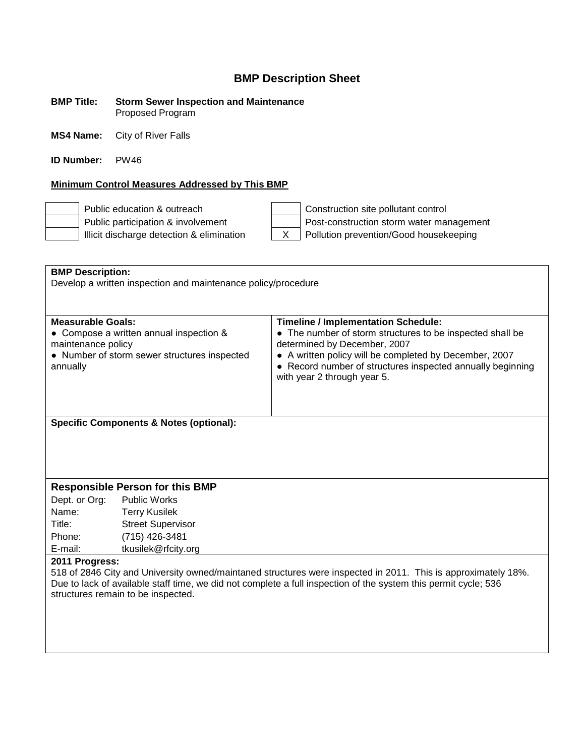# BMP Description Sheet

**BMP Title:** **Storm Sewer Inspection and Maintenance**
Proposed Program

**MS4 Name:** City of River Falls

**ID Number:** PW46

**Minimum Control Measures Addressed by This BMP**

| | | | |
|---|---|---|---|
| | Public education & outreach | | Construction site pollutant control |
| | Public participation & involvement | | Post-construction storm water management |
| | Illicit discharge detection & elimination | X | Pollution prevention/Good housekeeping |

**BMP Description:**
Develop a written inspection and maintenance policy/procedure

| **Measurable Goals:** | **Timeline / Implementation Schedule:** |
|---|---|
| • Compose a written annual inspection & maintenance policy<br>• Number of storm sewer structures inspected annually | • The number of storm structures to be inspected shall be determined by December, 2007<br>• A written policy will be completed by December, 2007<br>• Record number of structures inspected annually beginning with year 2 through year 5. |

**Specific Components & Notes (optional):**

## Responsible Person for this BMP

| | |
|---|---|
| Dept. or Org: | Public Works |
| Name: | Terry Kusilek |
| Title: | Street Supervisor |
| Phone: | (715) 426-3481 |
| E-mail: | tkusilek@rfcity.org |

**2011 Progress:**
518 of 2846 City and University owned/maintaned structures were inspected in 2011. This is approximately 18%. Due to lack of available staff time, we did not complete a full inspection of the system this permit cycle; 536 structures remain to be inspected.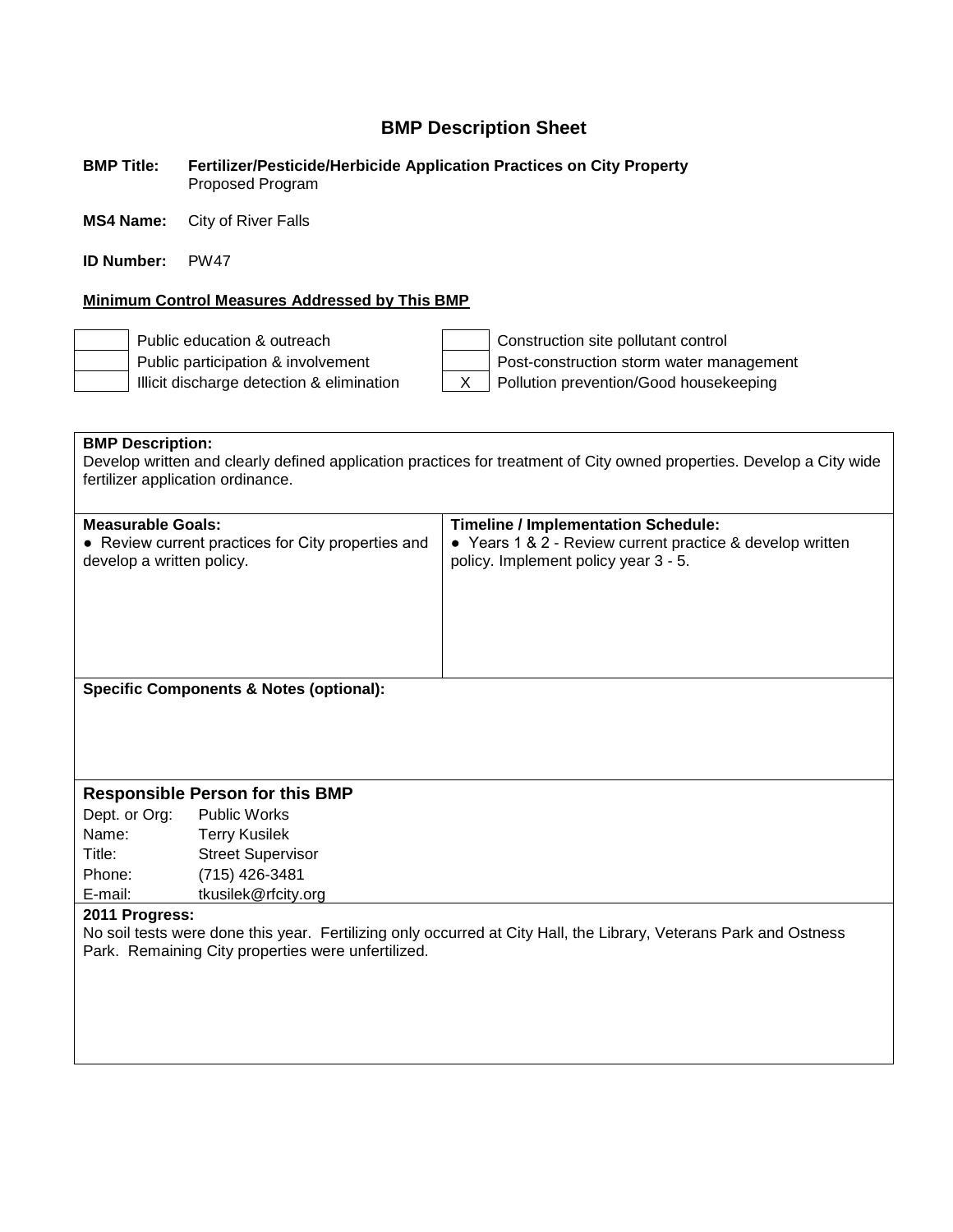# BMP Description Sheet

**BMP Title:** **Fertilizer/Pesticide/Herbicide Application Practices on City Property**
Proposed Program

**MS4 Name:** City of River Falls

**ID Number:** PW47

**Minimum Control Measures Addressed by This BMP**

| | | | |
|---|---|---|---|
| | Public education & outreach | | Construction site pollutant control |
| | Public participation & involvement | | Post-construction storm water management |
| | Illicit discharge detection & elimination | X | Pollution prevention/Good housekeeping |

**BMP Description:**
Develop written and clearly defined application practices for treatment of City owned properties. Develop a City wide fertilizer application ordinance.

| **Measurable Goals:** | **Timeline / Implementation Schedule:** |
|---|---|
| • Review current practices for City properties and develop a written policy. | • Years 1 & 2 - Review current practice & develop written policy. Implement policy year 3 - 5. |

**Specific Components & Notes (optional):**

**Responsible Person for this BMP**

| | |
|---|---|
| Dept. or Org: | Public Works |
| Name: | Terry Kusilek |
| Title: | Street Supervisor |
| Phone: | (715) 426-3481 |
| E-mail: | tkusilek@rfcity.org |

**2011 Progress:**
No soil tests were done this year. Fertilizing only occurred at City Hall, the Library, Veterans Park and Ostness Park. Remaining City properties were unfertilized.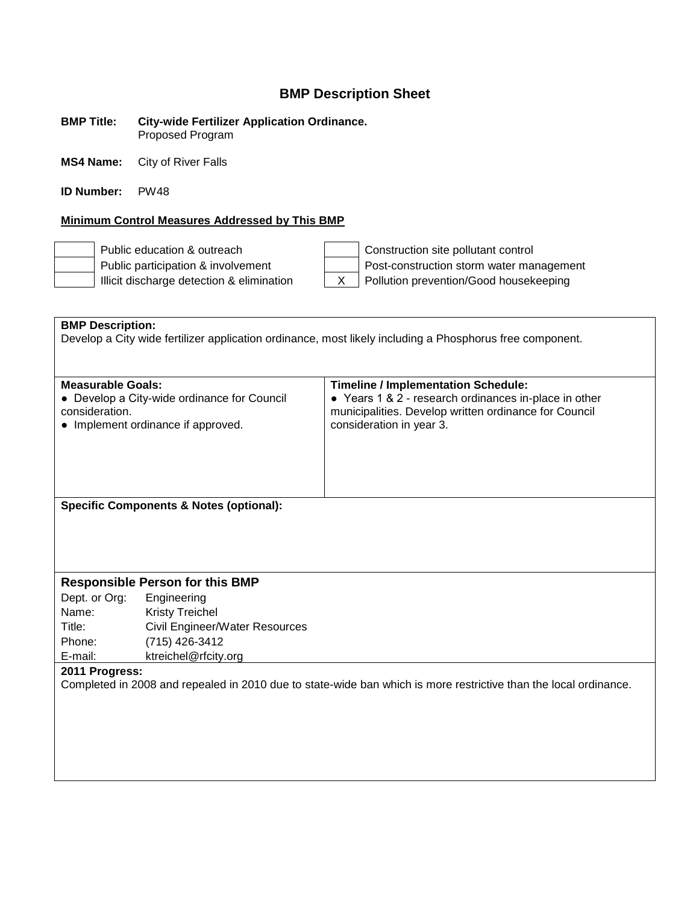# BMP Description Sheet

**BMP Title:** **City-wide Fertilizer Application Ordinance.**
Proposed Program

**MS4 Name:** City of River Falls

**ID Number:** PW48

**Minimum Control Measures Addressed by This BMP**

| | | | |
|---|---|---|---|
| | Public education & outreach | | Construction site pollutant control |
| | Public participation & involvement | | Post-construction storm water management |
| | Illicit discharge detection & elimination | X | Pollution prevention/Good housekeeping |

**BMP Description:**
Develop a City wide fertilizer application ordinance, most likely including a Phosphorus free component.

| **Measurable Goals:** | **Timeline / Implementation Schedule:** |
|---|---|
| ● Develop a City-wide ordinance for Council consideration.<br>● Implement ordinance if approved. | ● Years 1 & 2 - research ordinances in-place in other municipalities. Develop written ordinance for Council consideration in year 3. |

**Specific Components & Notes (optional):**

### Responsible Person for this BMP

| | |
|---|---|
| Dept. or Org: | Engineering |
| Name: | Kristy Treichel |
| Title: | Civil Engineer/Water Resources |
| Phone: | (715) 426-3412 |
| E-mail: | ktreichel@rfcity.org |

**2011 Progress:**
Completed in 2008 and repealed in 2010 due to state-wide ban which is more restrictive than the local ordinance.